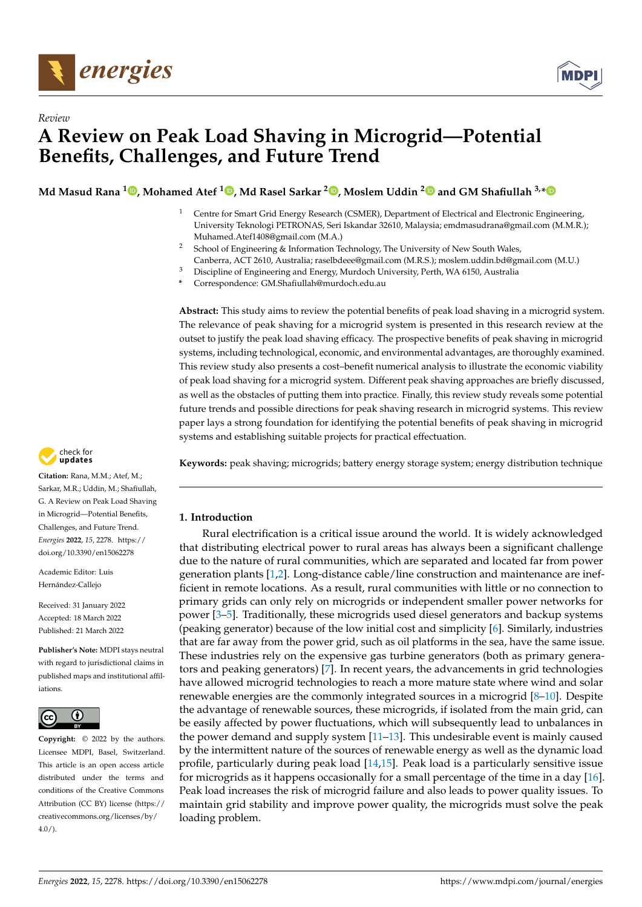Review

# A Review on Peak Load Shaving in Microgrid—Potential Benefits, Challenges, and Future Trend

**Md Masud Rana [1], Mohamed Atef [1], Md Rasel Sarkar [2], Moslem Uddin [2] and GM Shafiullah [3,*]**

[1] Centre for Smart Grid Energy Research (CSMER), Department of Electrical and Electronic Engineering, University Teknologi PETRONAS, Seri Iskandar 32610, Malaysia; emdmasudrana@gmail.com (M.M.R.); Muhamed.Atef1408@gmail.com (M.A.)

[2] School of Engineering & Information Technology, The University of New South Wales, Canberra, ACT 2610, Australia; raselbdeee@gmail.com (M.R.S.); moslem.uddin.bd@gmail.com (M.U.)

[3] Discipline of Engineering and Energy, Murdoch University, Perth, WA 6150, Australia

* Correspondence: GM.Shafiullah@murdoch.edu.au

**Abstract:** This study aims to review the potential benefits of peak load shaving in a microgrid system. The relevance of peak shaving for a microgrid system is presented in this research review at the outset to justify the peak load shaving efficacy. The prospective benefits of peak shaving in microgrid systems, including technological, economic, and environmental advantages, are thoroughly examined. This review study also presents a cost–benefit numerical analysis to illustrate the economic viability of peak load shaving for a microgrid system. Different peak shaving approaches are briefly discussed, as well as the obstacles of putting them into practice. Finally, this review study reveals some potential future trends and possible directions for peak shaving research in microgrid systems. This review paper lays a strong foundation for identifying the potential benefits of peak shaving in microgrid systems and establishing suitable projects for practical effectuation.

**Keywords:** peak shaving; microgrids; battery energy storage system; energy distribution technique

**Citation:** Rana, M.M.; Atef, M.; Sarkar, M.R.; Uddin, M.; Shafiullah, G. A Review on Peak Load Shaving in Microgrid—Potential Benefits, Challenges, and Future Trend. *Energies* **2022**, *15*, 2278. https://doi.org/10.3390/en15062278

Academic Editor: Luis Hernández-Callejo

Received: 31 January 2022
Accepted: 18 March 2022
Published: 21 March 2022

**Publisher's Note:** MDPI stays neutral with regard to jurisdictional claims in published maps and institutional affiliations.

**Copyright:** © 2022 by the authors. Licensee MDPI, Basel, Switzerland. This article is an open access article distributed under the terms and conditions of the Creative Commons Attribution (CC BY) license (https://creativecommons.org/licenses/by/4.0/).

## 1. Introduction

Rural electrification is a critical issue around the world. It is widely acknowledged that distributing electrical power to rural areas has always been a significant challenge due to the nature of rural communities, which are separated and located far from power generation plants [1,2]. Long-distance cable/line construction and maintenance are inefficient in remote locations. As a result, rural communities with little or no connection to primary grids can only rely on microgrids or independent smaller power networks for power [3–5]. Traditionally, these microgrids used diesel generators and backup systems (peaking generator) because of the low initial cost and simplicity [6]. Similarly, industries that are far away from the power grid, such as oil platforms in the sea, have the same issue. These industries rely on the expensive gas turbine generators (both as primary generators and peaking generators) [7]. In recent years, the advancements in grid technologies have allowed microgrid technologies to reach a more mature state where wind and solar renewable energies are the commonly integrated sources in a microgrid [8–10]. Despite the advantage of renewable sources, these microgrids, if isolated from the main grid, can be easily affected by power fluctuations, which will subsequently lead to unbalances in the power demand and supply system [11–13]. This undesirable event is mainly caused by the intermittent nature of the sources of renewable energy as well as the dynamic load profile, particularly during peak load [14,15]. Peak load is a particularly sensitive issue for microgrids as it happens occasionally for a small percentage of the time in a day [16]. Peak load increases the risk of microgrid failure and also leads to power quality issues. To maintain grid stability and improve power quality, the microgrids must solve the peak loading problem.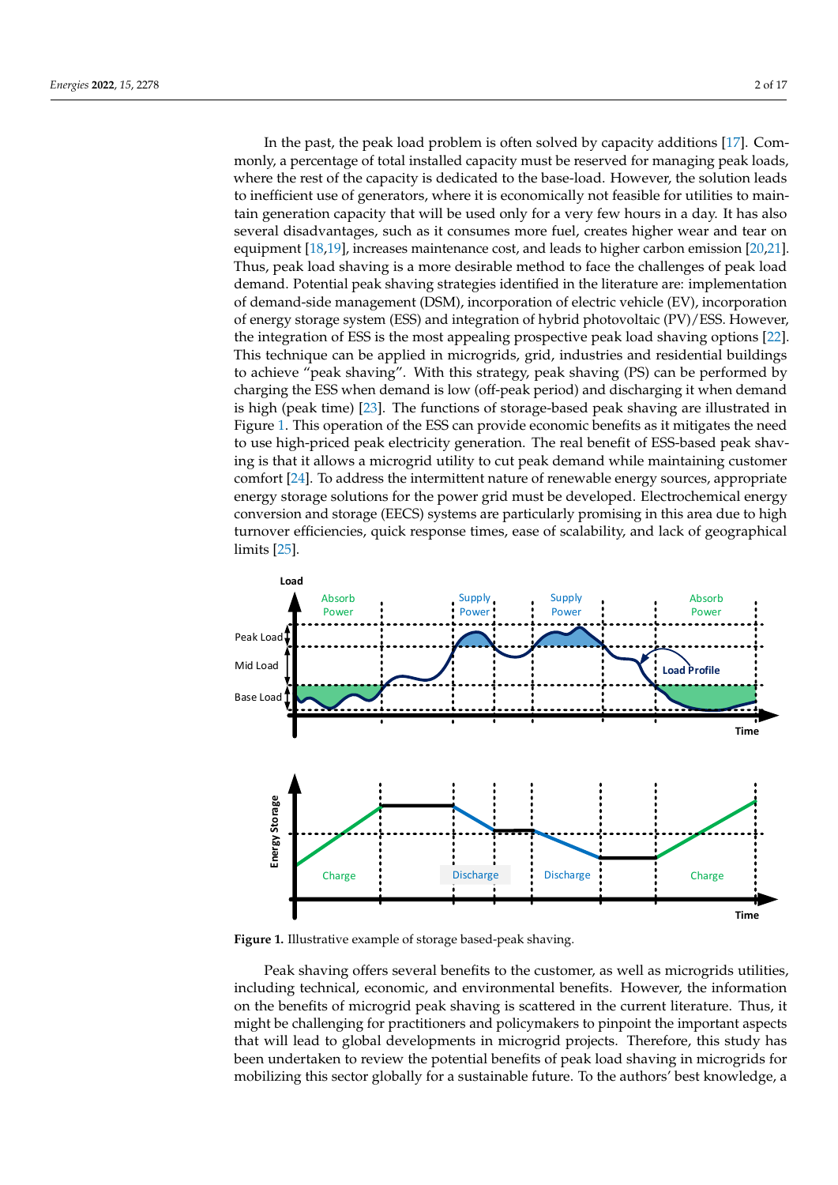In the past, the peak load problem is often solved by capacity additions [17]. Commonly, a percentage of total installed capacity must be reserved for managing peak loads, where the rest of the capacity is dedicated to the base-load. However, the solution leads to inefficient use of generators, where it is economically not feasible for utilities to maintain generation capacity that will be used only for a very few hours in a day. It has also several disadvantages, such as it consumes more fuel, creates higher wear and tear on equipment [18,19], increases maintenance cost, and leads to higher carbon emission [20,21]. Thus, peak load shaving is a more desirable method to face the challenges of peak load demand. Potential peak shaving strategies identified in the literature are: implementation of demand-side management (DSM), incorporation of electric vehicle (EV), incorporation of energy storage system (ESS) and integration of hybrid photovoltaic (PV)/ESS. However, the integration of ESS is the most appealing prospective peak load shaving options [22]. This technique can be applied in microgrids, grid, industries and residential buildings to achieve "peak shaving". With this strategy, peak shaving (PS) can be performed by charging the ESS when demand is low (off-peak period) and discharging it when demand is high (peak time) [23]. The functions of storage-based peak shaving are illustrated in Figure 1. This operation of the ESS can provide economic benefits as it mitigates the need to use high-priced peak electricity generation. The real benefit of ESS-based peak shaving is that it allows a microgrid utility to cut peak demand while maintaining customer comfort [24]. To address the intermittent nature of renewable energy sources, appropriate energy storage solutions for the power grid must be developed. Electrochemical energy conversion and storage (EECS) systems are particularly promising in this area due to high turnover efficiencies, quick response times, ease of scalability, and lack of geographical limits [25].

**Figure 1.** Illustrative example of storage based-peak shaving.

Peak shaving offers several benefits to the customer, as well as microgrids utilities, including technical, economic, and environmental benefits. However, the information on the benefits of microgrid peak shaving is scattered in the current literature. Thus, it might be challenging for practitioners and policymakers to pinpoint the important aspects that will lead to global developments in microgrid projects. Therefore, this study has been undertaken to review the potential benefits of peak load shaving in microgrids for mobilizing this sector globally for a sustainable future. To the authors' best knowledge, a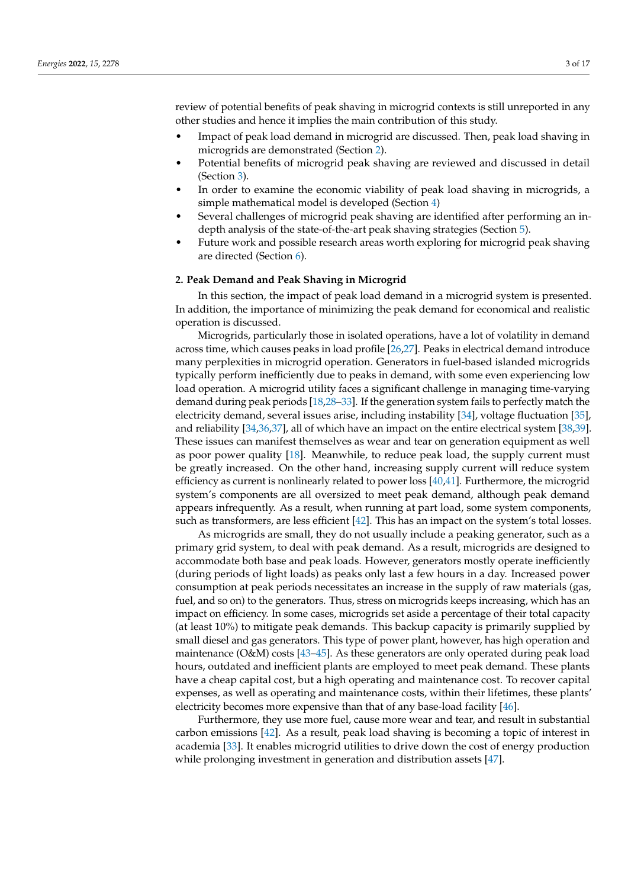review of potential benefits of peak shaving in microgrid contexts is still unreported in any other studies and hence it implies the main contribution of this study.

- Impact of peak load demand in microgrid are discussed. Then, peak load shaving in microgrids are demonstrated (Section 2).
- Potential benefits of microgrid peak shaving are reviewed and discussed in detail (Section 3).
- In order to examine the economic viability of peak load shaving in microgrids, a simple mathematical model is developed (Section 4)
- Several challenges of microgrid peak shaving are identified after performing an in-depth analysis of the state-of-the-art peak shaving strategies (Section 5).
- Future work and possible research areas worth exploring for microgrid peak shaving are directed (Section 6).

## 2. Peak Demand and Peak Shaving in Microgrid

In this section, the impact of peak load demand in a microgrid system is presented. In addition, the importance of minimizing the peak demand for economical and realistic operation is discussed.

Microgrids, particularly those in isolated operations, have a lot of volatility in demand across time, which causes peaks in load profile [26,27]. Peaks in electrical demand introduce many perplexities in microgrid operation. Generators in fuel-based islanded microgrids typically perform inefficiently due to peaks in demand, with some even experiencing low load operation. A microgrid utility faces a significant challenge in managing time-varying demand during peak periods [18,28–33]. If the generation system fails to perfectly match the electricity demand, several issues arise, including instability [34], voltage fluctuation [35], and reliability [34,36,37], all of which have an impact on the entire electrical system [38,39]. These issues can manifest themselves as wear and tear on generation equipment as well as poor power quality [18]. Meanwhile, to reduce peak load, the supply current must be greatly increased. On the other hand, increasing supply current will reduce system efficiency as current is nonlinearly related to power loss [40,41]. Furthermore, the microgrid system's components are all oversized to meet peak demand, although peak demand appears infrequently. As a result, when running at part load, some system components, such as transformers, are less efficient [42]. This has an impact on the system's total losses.

As microgrids are small, they do not usually include a peaking generator, such as a primary grid system, to deal with peak demand. As a result, microgrids are designed to accommodate both base and peak loads. However, generators mostly operate inefficiently (during periods of light loads) as peaks only last a few hours in a day. Increased power consumption at peak periods necessitates an increase in the supply of raw materials (gas, fuel, and so on) to the generators. Thus, stress on microgrids keeps increasing, which has an impact on efficiency. In some cases, microgrids set aside a percentage of their total capacity (at least 10%) to mitigate peak demands. This backup capacity is primarily supplied by small diesel and gas generators. This type of power plant, however, has high operation and maintenance (O&M) costs [43–45]. As these generators are only operated during peak load hours, outdated and inefficient plants are employed to meet peak demand. These plants have a cheap capital cost, but a high operating and maintenance cost. To recover capital expenses, as well as operating and maintenance costs, within their lifetimes, these plants' electricity becomes more expensive than that of any base-load facility [46].

Furthermore, they use more fuel, cause more wear and tear, and result in substantial carbon emissions [42]. As a result, peak load shaving is becoming a topic of interest in academia [33]. It enables microgrid utilities to drive down the cost of energy production while prolonging investment in generation and distribution assets [47].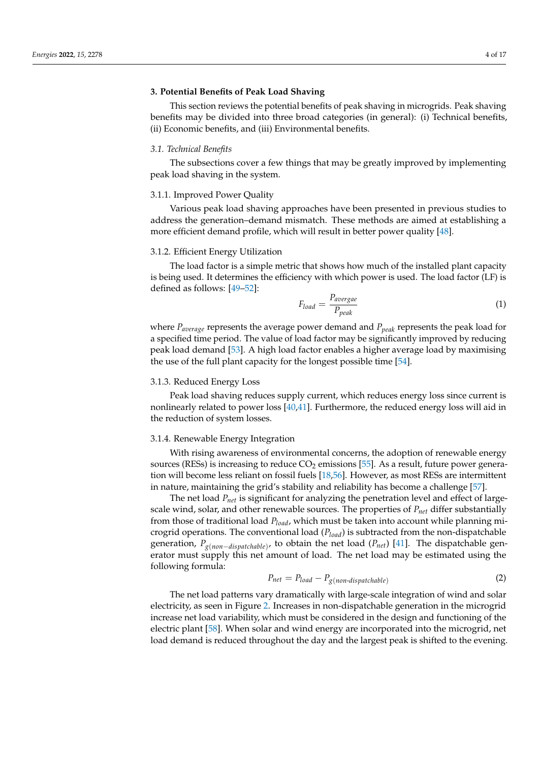## 3. Potential Benefits of Peak Load Shaving

This section reviews the potential benefits of peak shaving in microgrids. Peak shaving benefits may be divided into three broad categories (in general): (i) Technical benefits, (ii) Economic benefits, and (iii) Environmental benefits.

### *3.1. Technical Benefits*

The subsections cover a few things that may be greatly improved by implementing peak load shaving in the system.

#### 3.1.1. Improved Power Quality

Various peak load shaving approaches have been presented in previous studies to address the generation–demand mismatch. These methods are aimed at establishing a more efficient demand profile, which will result in better power quality [48].

#### 3.1.2. Efficient Energy Utilization

The load factor is a simple metric that shows how much of the installed plant capacity is being used. It determines the efficiency with which power is used. The load factor (LF) is defined as follows: [49–52]:

$$F_{load} = \frac{P_{avergae}}{P_{peak}} \tag{1}$$

where $P_{average}$ represents the average power demand and $P_{peak}$ represents the peak load for a specified time period. The value of load factor may be significantly improved by reducing peak load demand [53]. A high load factor enables a higher average load by maximising the use of the full plant capacity for the longest possible time [54].

#### 3.1.3. Reduced Energy Loss

Peak load shaving reduces supply current, which reduces energy loss since current is nonlinearly related to power loss [40,41]. Furthermore, the reduced energy loss will aid in the reduction of system losses.

#### 3.1.4. Renewable Energy Integration

With rising awareness of environmental concerns, the adoption of renewable energy sources (RESs) is increasing to reduce $CO_2$ emissions [55]. As a result, future power generation will become less reliant on fossil fuels [18,56]. However, as most RESs are intermittent in nature, maintaining the grid's stability and reliability has become a challenge [57].

The net load $P_{net}$ is significant for analyzing the penetration level and effect of large-scale wind, solar, and other renewable sources. The properties of $P_{net}$ differ substantially from those of traditional load $P_{load}$, which must be taken into account while planning microgrid operations. The conventional load ($P_{load}$) is subtracted from the non-dispatchable generation, $P_{g(non-dispatchable)}$, to obtain the net load ($P_{net}$) [41]. The dispatchable generator must supply this net amount of load. The net load may be estimated using the following formula:

$$P_{net} = P_{load} - P_{g(non\text{-}dispatchable)} \tag{2}$$

The net load patterns vary dramatically with large-scale integration of wind and solar electricity, as seen in Figure 2. Increases in non-dispatchable generation in the microgrid increase net load variability, which must be considered in the design and functioning of the electric plant [58]. When solar and wind energy are incorporated into the microgrid, net load demand is reduced throughout the day and the largest peak is shifted to the evening.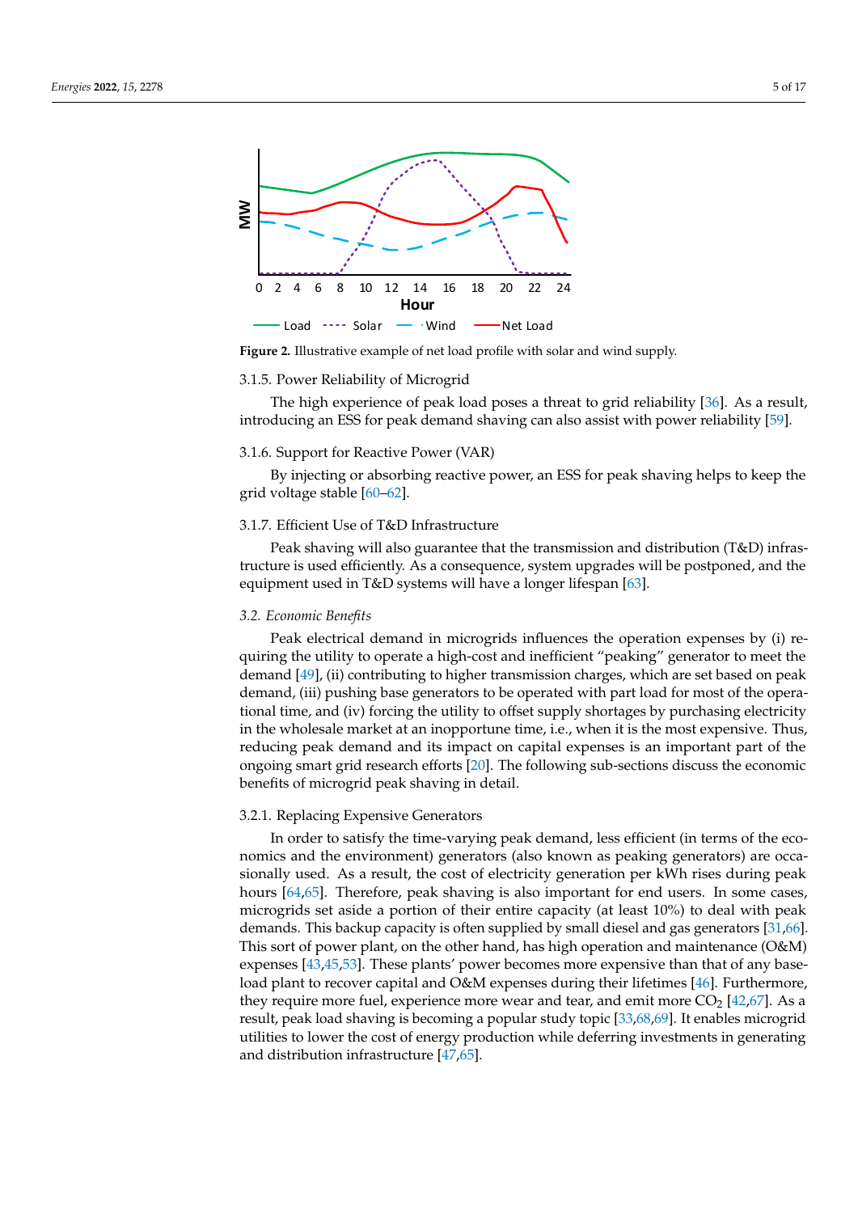Figure 2. Illustrative example of net load profile with solar and wind supply.

#### 3.1.5. Power Reliability of Microgrid

The high experience of peak load poses a threat to grid reliability [36]. As a result, introducing an ESS for peak demand shaving can also assist with power reliability [59].

#### 3.1.6. Support for Reactive Power (VAR)

By injecting or absorbing reactive power, an ESS for peak shaving helps to keep the grid voltage stable [60–62].

#### 3.1.7. Efficient Use of T&D Infrastructure

Peak shaving will also guarantee that the transmission and distribution (T&D) infrastructure is used efficiently. As a consequence, system upgrades will be postponed, and the equipment used in T&D systems will have a longer lifespan [63].

### 3.2. Economic Benefits

Peak electrical demand in microgrids influences the operation expenses by (i) requiring the utility to operate a high-cost and inefficient "peaking" generator to meet the demand [49], (ii) contributing to higher transmission charges, which are set based on peak demand, (iii) pushing base generators to be operated with part load for most of the operational time, and (iv) forcing the utility to offset supply shortages by purchasing electricity in the wholesale market at an inopportune time, i.e., when it is the most expensive. Thus, reducing peak demand and its impact on capital expenses is an important part of the ongoing smart grid research efforts [20]. The following sub-sections discuss the economic benefits of microgrid peak shaving in detail.

#### 3.2.1. Replacing Expensive Generators

In order to satisfy the time-varying peak demand, less efficient (in terms of the economics and the environment) generators (also known as peaking generators) are occasionally used. As a result, the cost of electricity generation per kWh rises during peak hours [64,65]. Therefore, peak shaving is also important for end users. In some cases, microgrids set aside a portion of their entire capacity (at least 10%) to deal with peak demands. This backup capacity is often supplied by small diesel and gas generators [31,66]. This sort of power plant, on the other hand, has high operation and maintenance (O&M) expenses [43,45,53]. These plants' power becomes more expensive than that of any base-load plant to recover capital and O&M expenses during their lifetimes [46]. Furthermore, they require more fuel, experience more wear and tear, and emit more $CO_2$ [42,67]. As a result, peak load shaving is becoming a popular study topic [33,68,69]. It enables microgrid utilities to lower the cost of energy production while deferring investments in generating and distribution infrastructure [47,65].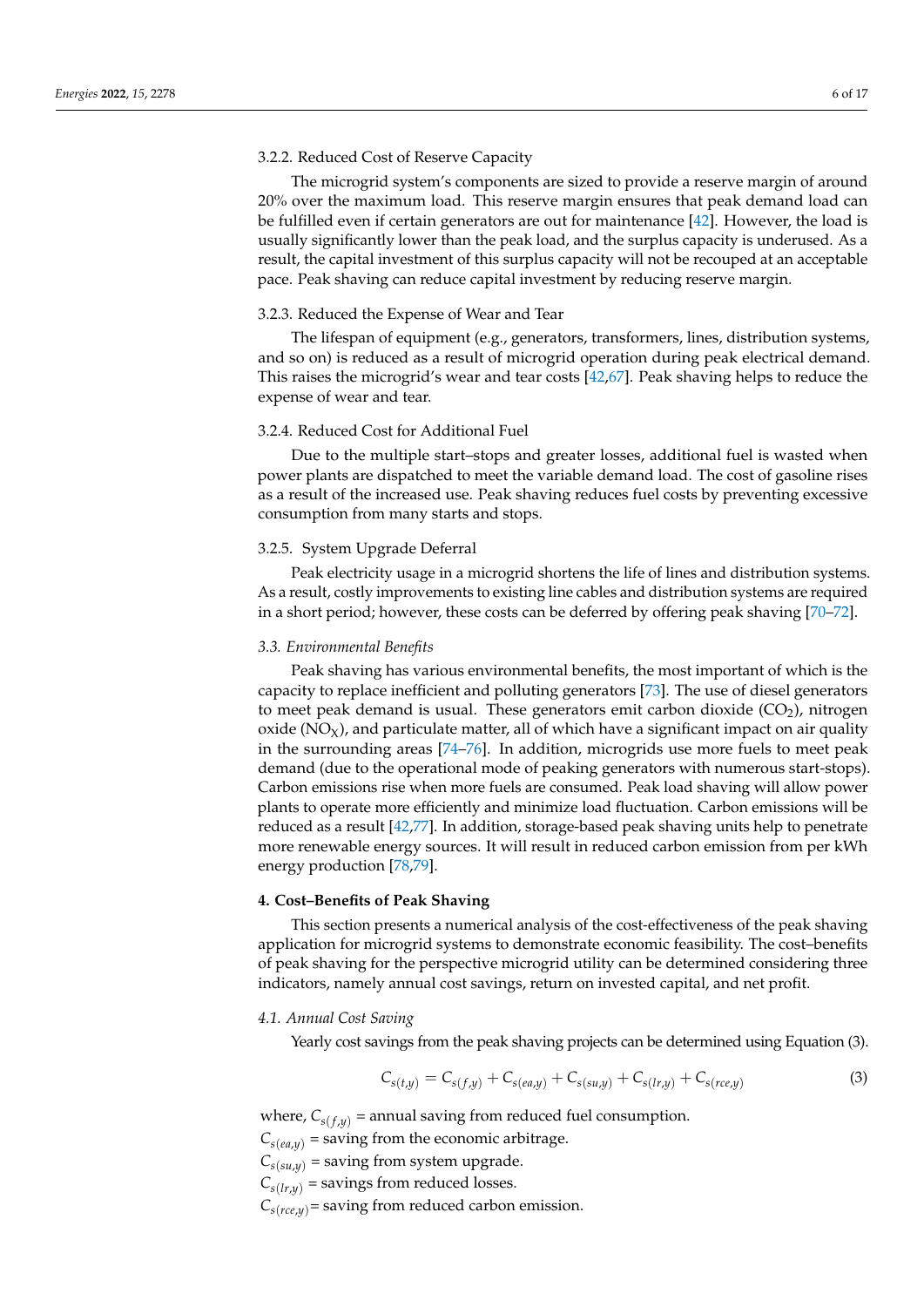#### 3.2.2. Reduced Cost of Reserve Capacity

The microgrid system's components are sized to provide a reserve margin of around 20% over the maximum load. This reserve margin ensures that peak demand load can be fulfilled even if certain generators are out for maintenance [42]. However, the load is usually significantly lower than the peak load, and the surplus capacity is underused. As a result, the capital investment of this surplus capacity will not be recouped at an acceptable pace. Peak shaving can reduce capital investment by reducing reserve margin.

#### 3.2.3. Reduced the Expense of Wear and Tear

The lifespan of equipment (e.g., generators, transformers, lines, distribution systems, and so on) is reduced as a result of microgrid operation during peak electrical demand. This raises the microgrid's wear and tear costs [42,67]. Peak shaving helps to reduce the expense of wear and tear.

#### 3.2.4. Reduced Cost for Additional Fuel

Due to the multiple start–stops and greater losses, additional fuel is wasted when power plants are dispatched to meet the variable demand load. The cost of gasoline rises as a result of the increased use. Peak shaving reduces fuel costs by preventing excessive consumption from many starts and stops.

#### 3.2.5. System Upgrade Deferral

Peak electricity usage in a microgrid shortens the life of lines and distribution systems. As a result, costly improvements to existing line cables and distribution systems are required in a short period; however, these costs can be deferred by offering peak shaving [70–72].

### *3.3. Environmental Benefits*

Peak shaving has various environmental benefits, the most important of which is the capacity to replace inefficient and polluting generators [73]. The use of diesel generators to meet peak demand is usual. These generators emit carbon dioxide ($CO_2$), nitrogen oxide ($NO_X$), and particulate matter, all of which have a significant impact on air quality in the surrounding areas [74–76]. In addition, microgrids use more fuels to meet peak demand (due to the operational mode of peaking generators with numerous start-stops). Carbon emissions rise when more fuels are consumed. Peak load shaving will allow power plants to operate more efficiently and minimize load fluctuation. Carbon emissions will be reduced as a result [42,77]. In addition, storage-based peak shaving units help to penetrate more renewable energy sources. It will result in reduced carbon emission from per kWh energy production [78,79].

## **4. Cost–Benefits of Peak Shaving**

This section presents a numerical analysis of the cost-effectiveness of the peak shaving application for microgrid systems to demonstrate economic feasibility. The cost–benefits of peak shaving for the perspective microgrid utility can be determined considering three indicators, namely annual cost savings, return on invested capital, and net profit.

### *4.1. Annual Cost Saving*

Yearly cost savings from the peak shaving projects can be determined using Equation (3).

$$C_{s(t,y)} = C_{s(f,y)} + C_{s(ea,y)} + C_{s(su,y)} + C_{s(lr,y)} + C_{s(rce,y)} \tag{3}$$

where, $C_{s(f,y)}$ = annual saving from reduced fuel consumption.

$C_{s(ea,y)}$ = saving from the economic arbitrage.

$C_{s(su,y)}$ = saving from system upgrade.

$C_{s(lr,y)}$ = savings from reduced losses.

$C_{s(rce,y)}$= saving from reduced carbon emission.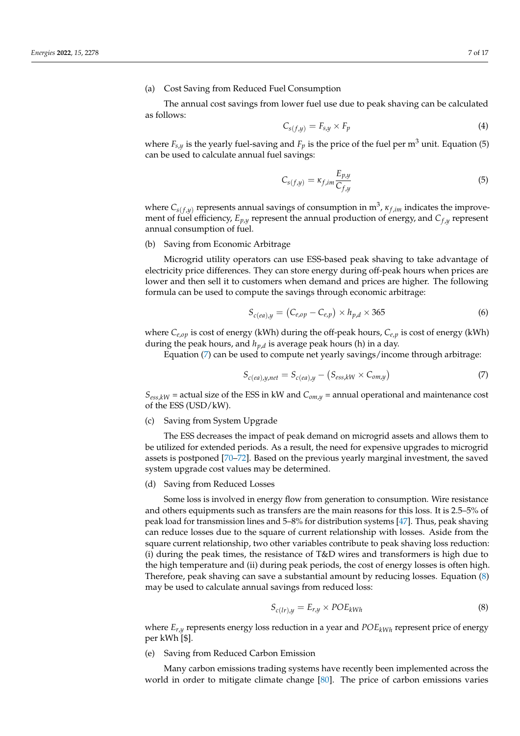(a) Cost Saving from Reduced Fuel Consumption

The annual cost savings from lower fuel use due to peak shaving can be calculated as follows:

$$C_{s(f,y)} = F_{s,y} \times F_p \tag{4}$$

where $F_{s,y}$ is the yearly fuel-saving and $F_p$ is the price of the fuel per $m^3$ unit. Equation (5) can be used to calculate annual fuel savings:

$$C_{s(f,y)} = \kappa_{f,im} \frac{E_{p,y}}{C_{f,y}} \tag{5}$$

where $C_{s(f,y)}$ represents annual savings of consumption in $m^3$, $\kappa_{f,im}$ indicates the improvement of fuel efficiency, $E_{p,y}$ represent the annual production of energy, and $C_{f,y}$ represent annual consumption of fuel.

(b) Saving from Economic Arbitrage

Microgrid utility operators can use ESS-based peak shaving to take advantage of electricity price differences. They can store energy during off-peak hours when prices are lower and then sell it to customers when demand and prices are higher. The following formula can be used to compute the savings through economic arbitrage:

$$S_{c(ea),y} = \left(C_{e,op} - C_{e,p}\right) \times h_{p,d} \times 365 \tag{6}$$

where $C_{e,op}$ is cost of energy (kWh) during the off-peak hours, $C_{e,p}$ is cost of energy (kWh) during the peak hours, and $h_{p,d}$ is average peak hours (h) in a day.

Equation (7) can be used to compute net yearly savings/income through arbitrage:

$$S_{c(ea),y,net} = S_{c(ea),y} - \left(S_{ess,kW} \times C_{om,y}\right) \tag{7}$$

$S_{ess,kW}$ = actual size of the ESS in kW and $C_{om,y}$ = annual operational and maintenance cost of the ESS (USD/kW).

(c) Saving from System Upgrade

The ESS decreases the impact of peak demand on microgrid assets and allows them to be utilized for extended periods. As a result, the need for expensive upgrades to microgrid assets is postponed [70–72]. Based on the previous yearly marginal investment, the saved system upgrade cost values may be determined.

(d) Saving from Reduced Losses

Some loss is involved in energy flow from generation to consumption. Wire resistance and others equipments such as transfers are the main reasons for this loss. It is 2.5–5% of peak load for transmission lines and 5–8% for distribution systems [47]. Thus, peak shaving can reduce losses due to the square of current relationship with losses. Aside from the square current relationship, two other variables contribute to peak shaving loss reduction: (i) during the peak times, the resistance of T&D wires and transformers is high due to the high temperature and (ii) during peak periods, the cost of energy losses is often high. Therefore, peak shaving can save a substantial amount by reducing losses. Equation (8) may be used to calculate annual savings from reduced loss:

$$S_{c(lr),y} = E_{r,y} \times POE_{kWh} \tag{8}$$

where $E_{r,y}$ represents energy loss reduction in a year and $POE_{kWh}$ represent price of energy per kWh [$].

(e) Saving from Reduced Carbon Emission

Many carbon emissions trading systems have recently been implemented across the world in order to mitigate climate change [80]. The price of carbon emissions varies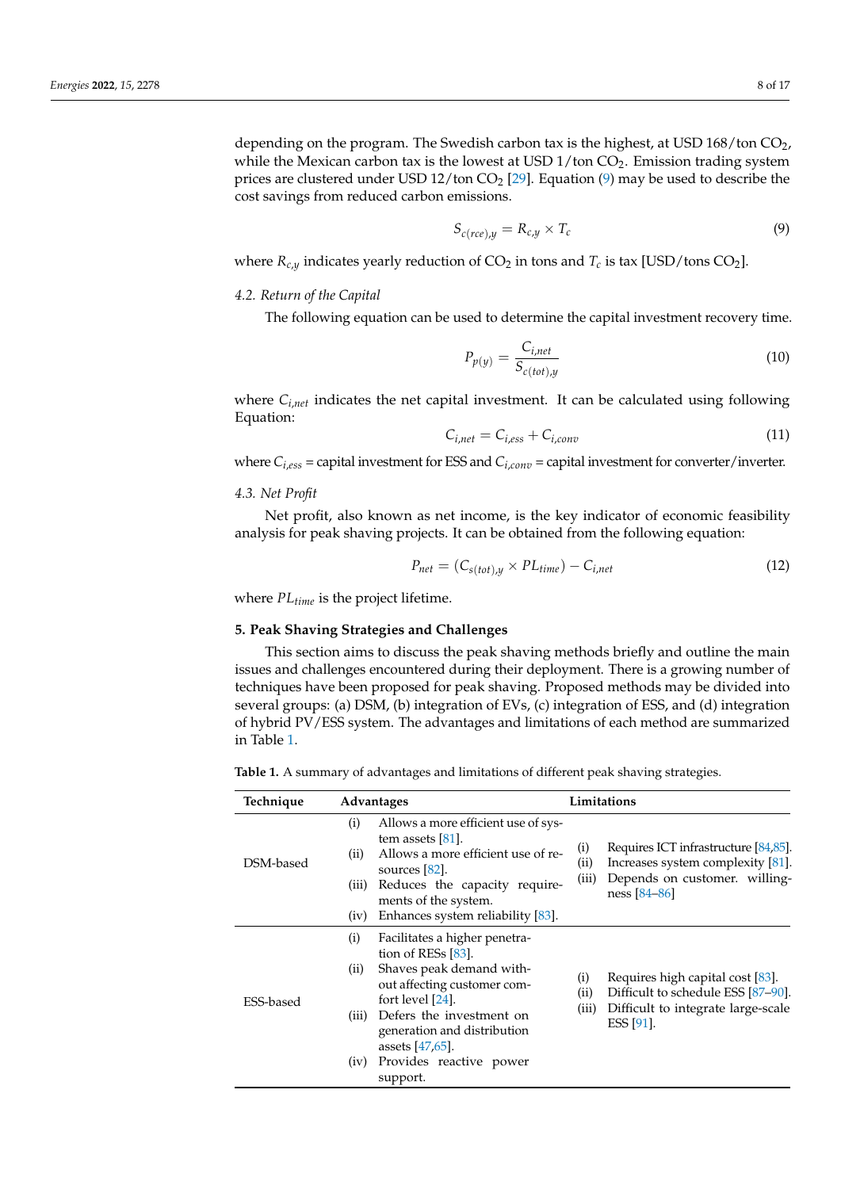depending on the program. The Swedish carbon tax is the highest, at USD 168/ton $CO_2$, while the Mexican carbon tax is the lowest at USD 1/ton $CO_2$. Emission trading system prices are clustered under USD 12/ton $CO_2$ [29]. Equation (9) may be used to describe the cost savings from reduced carbon emissions.

$$S_{c(rce),y} = R_{c,y} \times T_c \tag{9}$$

where $R_{c,y}$ indicates yearly reduction of $CO_2$ in tons and $T_c$ is tax [USD/tons $CO_2$].

### 4.2. Return of the Capital

The following equation can be used to determine the capital investment recovery time.

$$P_{p(y)} = \frac{C_{i,net}}{S_{c(tot),y}} \tag{10}$$

where $C_{i,net}$ indicates the net capital investment. It can be calculated using following Equation:

$$C_{i,net} = C_{i,ess} + C_{i,conv} \tag{11}$$

where $C_{i,ess}$ = capital investment for ESS and $C_{i,conv}$ = capital investment for converter/inverter.

### 4.3. Net Profit

Net profit, also known as net income, is the key indicator of economic feasibility analysis for peak shaving projects. It can be obtained from the following equation:

$$P_{net} = (C_{s(tot),y} \times PL_{time}) - C_{i,net} \tag{12}$$

where $PL_{time}$ is the project lifetime.

## 5. Peak Shaving Strategies and Challenges

This section aims to discuss the peak shaving methods briefly and outline the main issues and challenges encountered during their deployment. There is a growing number of techniques have been proposed for peak shaving. Proposed methods may be divided into several groups: (a) DSM, (b) integration of EVs, (c) integration of ESS, and (d) integration of hybrid PV/ESS system. The advantages and limitations of each method are summarized in Table 1.

**Table 1.** A summary of advantages and limitations of different peak shaving strategies.

| Technique | Advantages | Limitations |
|---|---|---|
| DSM-based | (i) Allows a more efficient use of system assets [81].<br>(ii) Allows a more efficient use of resources [82].<br>(iii) Reduces the capacity requirements of the system.<br>(iv) Enhances system reliability [83]. | (i) Requires ICT infrastructure [84,85].<br>(ii) Increases system complexity [81].<br>(iii) Depends on customer. willingness [84–86] |
| ESS-based | (i) Facilitates a higher penetration of RESs [83].<br>(ii) Shaves peak demand without affecting customer comfort level [24].<br>(iii) Defers the investment on generation and distribution assets [47,65].<br>(iv) Provides reactive power support. | (i) Requires high capital cost [83].<br>(ii) Difficult to schedule ESS [87–90].<br>(iii) Difficult to integrate large-scale ESS [91]. |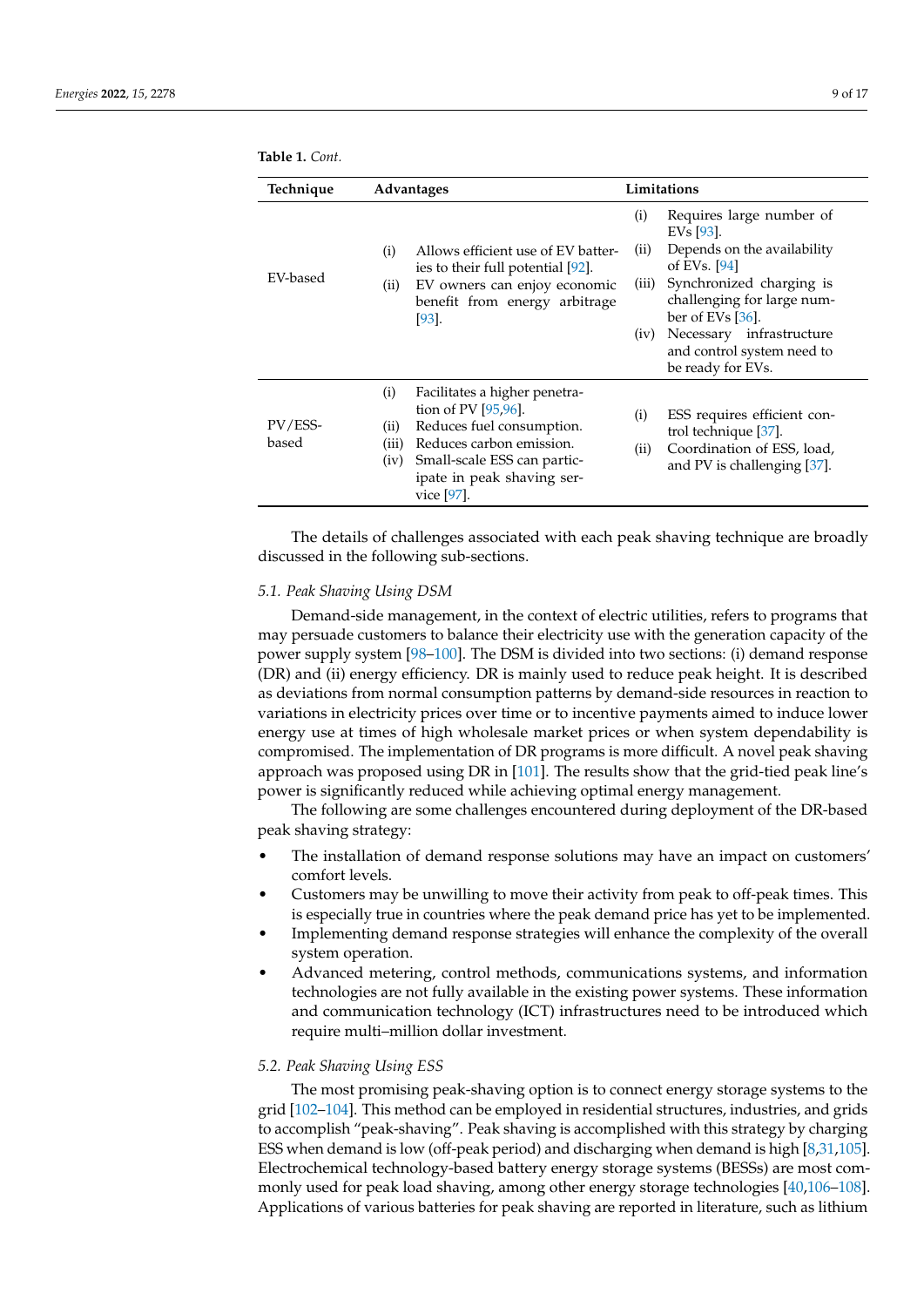**Table 1.** *Cont.*

| Technique | Advantages | Limitations |
|---|---|---|
| EV-based | (i) Allows efficient use of EV batteries to their full potential [92]. (ii) EV owners can enjoy economic benefit from energy arbitrage [93]. | (i) Requires large number of EVs [93]. (ii) Depends on the availability of EVs. [94] (iii) Synchronized charging is challenging for large number of EVs [36]. (iv) Necessary infrastructure and control system need to be ready for EVs. |
| PV/ESS-based | (i) Facilitates a higher penetration of PV [95,96]. (ii) Reduces fuel consumption. (iii) Reduces carbon emission. (iv) Small-scale ESS can participate in peak shaving service [97]. | (i) ESS requires efficient control technique [37]. (ii) Coordination of ESS, load, and PV is challenging [37]. |

The details of challenges associated with each peak shaving technique are broadly discussed in the following sub-sections.

### *5.1. Peak Shaving Using DSM*

Demand-side management, in the context of electric utilities, refers to programs that may persuade customers to balance their electricity use with the generation capacity of the power supply system [98–100]. The DSM is divided into two sections: (i) demand response (DR) and (ii) energy efficiency. DR is mainly used to reduce peak height. It is described as deviations from normal consumption patterns by demand-side resources in reaction to variations in electricity prices over time or to incentive payments aimed to induce lower energy use at times of high wholesale market prices or when system dependability is compromised. The implementation of DR programs is more difficult. A novel peak shaving approach was proposed using DR in [101]. The results show that the grid-tied peak line's power is significantly reduced while achieving optimal energy management.

The following are some challenges encountered during deployment of the DR-based peak shaving strategy:

- The installation of demand response solutions may have an impact on customers' comfort levels.
- Customers may be unwilling to move their activity from peak to off-peak times. This is especially true in countries where the peak demand price has yet to be implemented.
- Implementing demand response strategies will enhance the complexity of the overall system operation.
- Advanced metering, control methods, communications systems, and information technologies are not fully available in the existing power systems. These information and communication technology (ICT) infrastructures need to be introduced which require multi–million dollar investment.

### *5.2. Peak Shaving Using ESS*

The most promising peak-shaving option is to connect energy storage systems to the grid [102–104]. This method can be employed in residential structures, industries, and grids to accomplish "peak-shaving". Peak shaving is accomplished with this strategy by charging ESS when demand is low (off-peak period) and discharging when demand is high [8,31,105]. Electrochemical technology-based battery energy storage systems (BESSs) are most commonly used for peak load shaving, among other energy storage technologies [40,106–108]. Applications of various batteries for peak shaving are reported in literature, such as lithium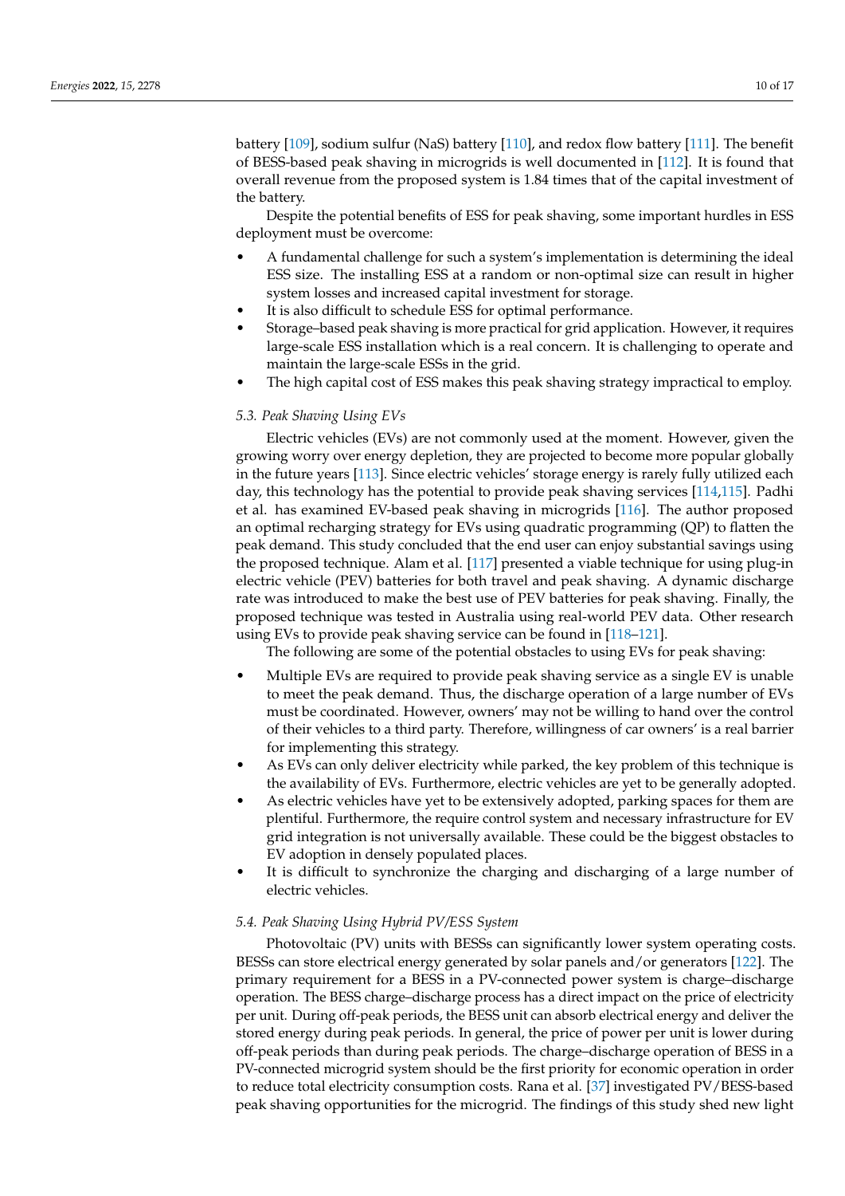battery [109], sodium sulfur (NaS) battery [110], and redox flow battery [111]. The benefit of BESS-based peak shaving in microgrids is well documented in [112]. It is found that overall revenue from the proposed system is 1.84 times that of the capital investment of the battery.

Despite the potential benefits of ESS for peak shaving, some important hurdles in ESS deployment must be overcome:

- A fundamental challenge for such a system's implementation is determining the ideal ESS size. The installing ESS at a random or non-optimal size can result in higher system losses and increased capital investment for storage.
- It is also difficult to schedule ESS for optimal performance.
- Storage–based peak shaving is more practical for grid application. However, it requires large-scale ESS installation which is a real concern. It is challenging to operate and maintain the large-scale ESSs in the grid.
- The high capital cost of ESS makes this peak shaving strategy impractical to employ.

### 5.3. Peak Shaving Using EVs

Electric vehicles (EVs) are not commonly used at the moment. However, given the growing worry over energy depletion, they are projected to become more popular globally in the future years [113]. Since electric vehicles' storage energy is rarely fully utilized each day, this technology has the potential to provide peak shaving services [114,115]. Padhi et al. has examined EV-based peak shaving in microgrids [116]. The author proposed an optimal recharging strategy for EVs using quadratic programming (QP) to flatten the peak demand. This study concluded that the end user can enjoy substantial savings using the proposed technique. Alam et al. [117] presented a viable technique for using plug-in electric vehicle (PEV) batteries for both travel and peak shaving. A dynamic discharge rate was introduced to make the best use of PEV batteries for peak shaving. Finally, the proposed technique was tested in Australia using real-world PEV data. Other research using EVs to provide peak shaving service can be found in [118–121].

The following are some of the potential obstacles to using EVs for peak shaving:

- Multiple EVs are required to provide peak shaving service as a single EV is unable to meet the peak demand. Thus, the discharge operation of a large number of EVs must be coordinated. However, owners' may not be willing to hand over the control of their vehicles to a third party. Therefore, willingness of car owners' is a real barrier for implementing this strategy.
- As EVs can only deliver electricity while parked, the key problem of this technique is the availability of EVs. Furthermore, electric vehicles are yet to be generally adopted.
- As electric vehicles have yet to be extensively adopted, parking spaces for them are plentiful. Furthermore, the require control system and necessary infrastructure for EV grid integration is not universally available. These could be the biggest obstacles to EV adoption in densely populated places.
- It is difficult to synchronize the charging and discharging of a large number of electric vehicles.

### 5.4. Peak Shaving Using Hybrid PV/ESS System

Photovoltaic (PV) units with BESSs can significantly lower system operating costs. BESSs can store electrical energy generated by solar panels and/or generators [122]. The primary requirement for a BESS in a PV-connected power system is charge–discharge operation. The BESS charge–discharge process has a direct impact on the price of electricity per unit. During off-peak periods, the BESS unit can absorb electrical energy and deliver the stored energy during peak periods. In general, the price of power per unit is lower during off-peak periods than during peak periods. The charge–discharge operation of BESS in a PV-connected microgrid system should be the first priority for economic operation in order to reduce total electricity consumption costs. Rana et al. [37] investigated PV/BESS-based peak shaving opportunities for the microgrid. The findings of this study shed new light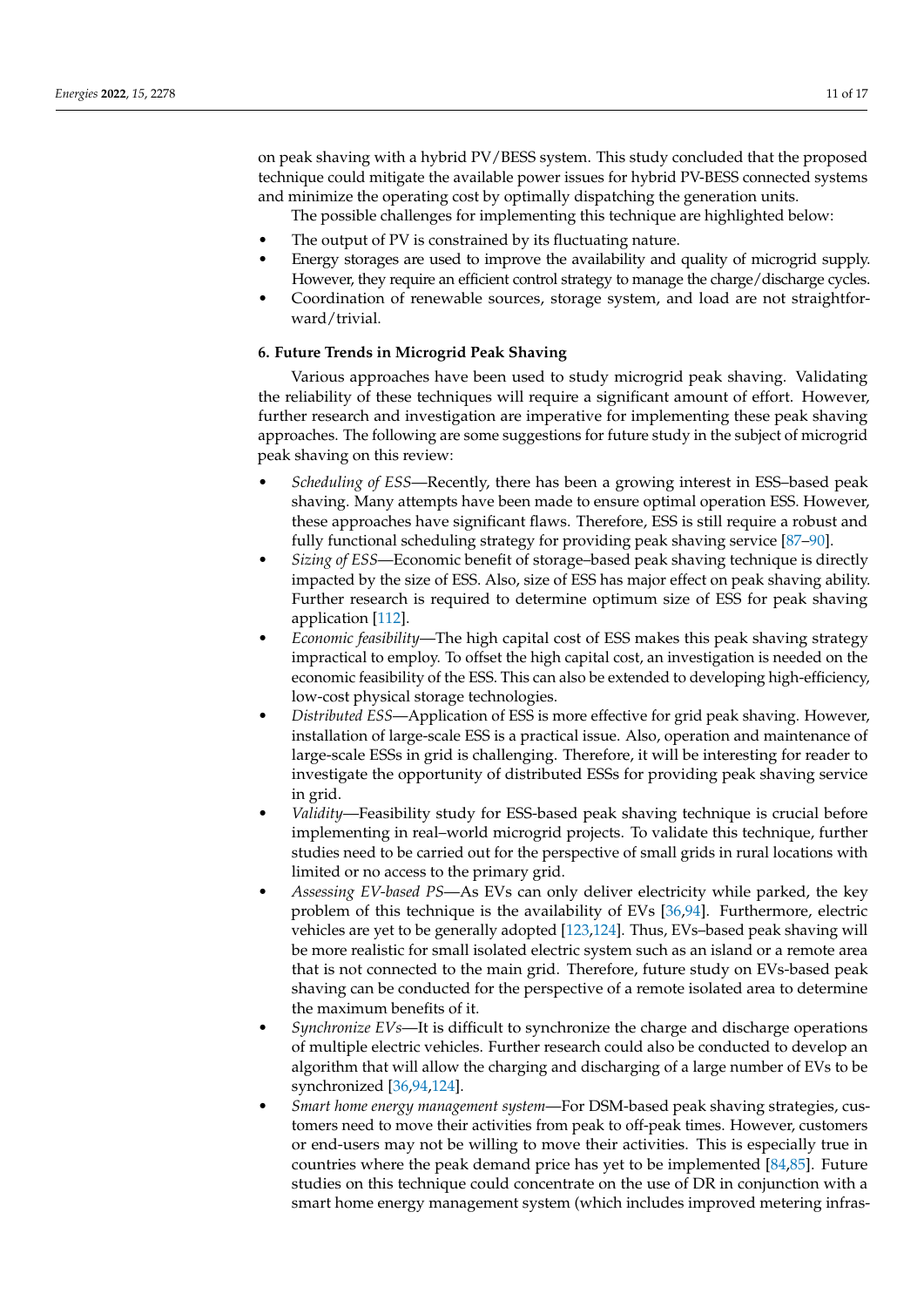on peak shaving with a hybrid PV/BESS system. This study concluded that the proposed technique could mitigate the available power issues for hybrid PV-BESS connected systems and minimize the operating cost by optimally dispatching the generation units.

The possible challenges for implementing this technique are highlighted below:

- The output of PV is constrained by its fluctuating nature.
- Energy storages are used to improve the availability and quality of microgrid supply. However, they require an efficient control strategy to manage the charge/discharge cycles.
- Coordination of renewable sources, storage system, and load are not straightforward/trivial.

## 6. Future Trends in Microgrid Peak Shaving

Various approaches have been used to study microgrid peak shaving. Validating the reliability of these techniques will require a significant amount of effort. However, further research and investigation are imperative for implementing these peak shaving approaches. The following are some suggestions for future study in the subject of microgrid peak shaving on this review:

- *Scheduling of ESS*—Recently, there has been a growing interest in ESS–based peak shaving. Many attempts have been made to ensure optimal operation ESS. However, these approaches have significant flaws. Therefore, ESS is still require a robust and fully functional scheduling strategy for providing peak shaving service [87–90].
- *Sizing of ESS*—Economic benefit of storage–based peak shaving technique is directly impacted by the size of ESS. Also, size of ESS has major effect on peak shaving ability. Further research is required to determine optimum size of ESS for peak shaving application [112].
- *Economic feasibility*—The high capital cost of ESS makes this peak shaving strategy impractical to employ. To offset the high capital cost, an investigation is needed on the economic feasibility of the ESS. This can also be extended to developing high-efficiency, low-cost physical storage technologies.
- *Distributed ESS*—Application of ESS is more effective for grid peak shaving. However, installation of large-scale ESS is a practical issue. Also, operation and maintenance of large-scale ESSs in grid is challenging. Therefore, it will be interesting for reader to investigate the opportunity of distributed ESSs for providing peak shaving service in grid.
- *Validity*—Feasibility study for ESS-based peak shaving technique is crucial before implementing in real–world microgrid projects. To validate this technique, further studies need to be carried out for the perspective of small grids in rural locations with limited or no access to the primary grid.
- *Assessing EV-based PS*—As EVs can only deliver electricity while parked, the key problem of this technique is the availability of EVs [36,94]. Furthermore, electric vehicles are yet to be generally adopted [123,124]. Thus, EVs–based peak shaving will be more realistic for small isolated electric system such as an island or a remote area that is not connected to the main grid. Therefore, future study on EVs-based peak shaving can be conducted for the perspective of a remote isolated area to determine the maximum benefits of it.
- *Synchronize EVs*—It is difficult to synchronize the charge and discharge operations of multiple electric vehicles. Further research could also be conducted to develop an algorithm that will allow the charging and discharging of a large number of EVs to be synchronized [36,94,124].
- *Smart home energy management system*—For DSM-based peak shaving strategies, customers need to move their activities from peak to off-peak times. However, customers or end-users may not be willing to move their activities. This is especially true in countries where the peak demand price has yet to be implemented [84,85]. Future studies on this technique could concentrate on the use of DR in conjunction with a smart home energy management system (which includes improved metering infras-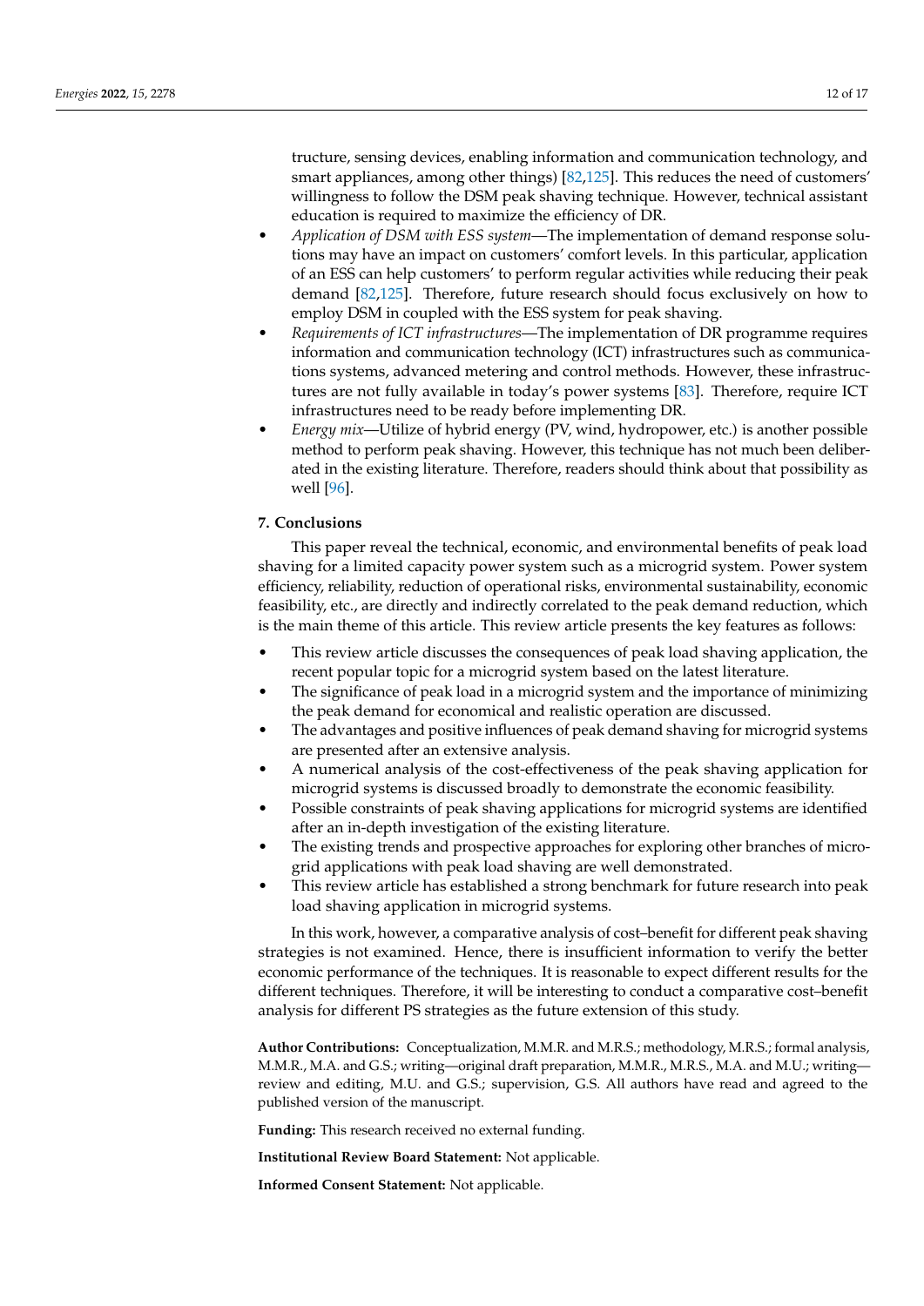tructure, sensing devices, enabling information and communication technology, and smart appliances, among other things) [82,125]. This reduces the need of customers' willingness to follow the DSM peak shaving technique. However, technical assistant education is required to maximize the efficiency of DR.

- *Application of DSM with ESS system*—The implementation of demand response solutions may have an impact on customers' comfort levels. In this particular, application of an ESS can help customers' to perform regular activities while reducing their peak demand [82,125]. Therefore, future research should focus exclusively on how to employ DSM in coupled with the ESS system for peak shaving.
- *Requirements of ICT infrastructures*—The implementation of DR programme requires information and communication technology (ICT) infrastructures such as communications systems, advanced metering and control methods. However, these infrastructures are not fully available in today's power systems [83]. Therefore, require ICT infrastructures need to be ready before implementing DR.
- *Energy mix*—Utilize of hybrid energy (PV, wind, hydropower, etc.) is another possible method to perform peak shaving. However, this technique has not much been deliberated in the existing literature. Therefore, readers should think about that possibility as well [96].

## 7. Conclusions

This paper reveal the technical, economic, and environmental benefits of peak load shaving for a limited capacity power system such as a microgrid system. Power system efficiency, reliability, reduction of operational risks, environmental sustainability, economic feasibility, etc., are directly and indirectly correlated to the peak demand reduction, which is the main theme of this article. This review article presents the key features as follows:

- This review article discusses the consequences of peak load shaving application, the recent popular topic for a microgrid system based on the latest literature.
- The significance of peak load in a microgrid system and the importance of minimizing the peak demand for economical and realistic operation are discussed.
- The advantages and positive influences of peak demand shaving for microgrid systems are presented after an extensive analysis.
- A numerical analysis of the cost-effectiveness of the peak shaving application for microgrid systems is discussed broadly to demonstrate the economic feasibility.
- Possible constraints of peak shaving applications for microgrid systems are identified after an in-depth investigation of the existing literature.
- The existing trends and prospective approaches for exploring other branches of microgrid applications with peak load shaving are well demonstrated.
- This review article has established a strong benchmark for future research into peak load shaving application in microgrid systems.

In this work, however, a comparative analysis of cost–benefit for different peak shaving strategies is not examined. Hence, there is insufficient information to verify the better economic performance of the techniques. It is reasonable to expect different results for the different techniques. Therefore, it will be interesting to conduct a comparative cost–benefit analysis for different PS strategies as the future extension of this study.

**Author Contributions:** Conceptualization, M.M.R. and M.R.S.; methodology, M.R.S.; formal analysis, M.M.R., M.A. and G.S.; writing—original draft preparation, M.M.R., M.R.S., M.A. and M.U.; writing—review and editing, M.U. and G.S.; supervision, G.S. All authors have read and agreed to the published version of the manuscript.

**Funding:** This research received no external funding.

**Institutional Review Board Statement:** Not applicable.

**Informed Consent Statement:** Not applicable.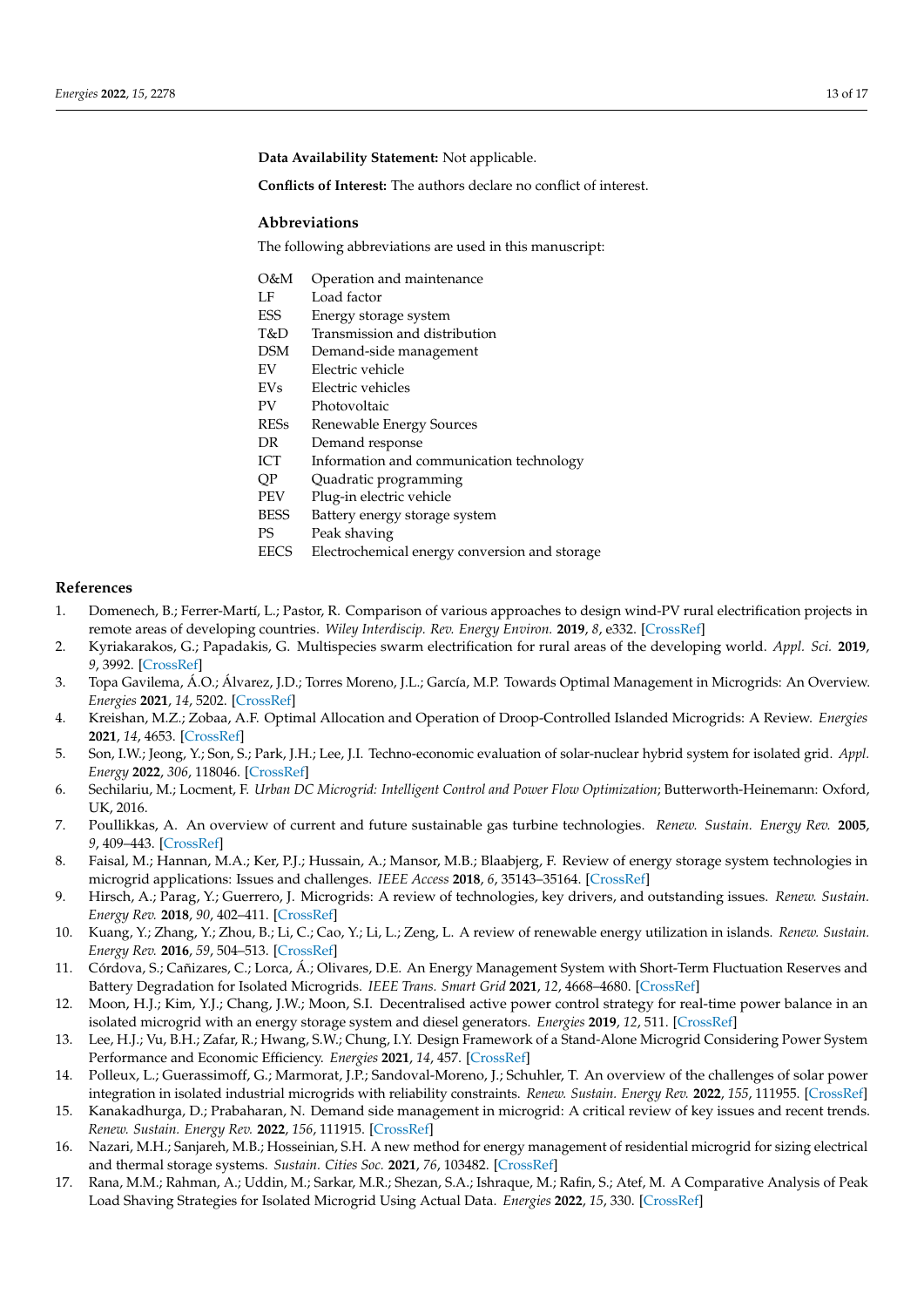**Data Availability Statement:** Not applicable.

**Conflicts of Interest:** The authors declare no conflict of interest.

## Abbreviations

The following abbreviations are used in this manuscript:

| | |
|---|---|
| O&M | Operation and maintenance |
| LF | Load factor |
| ESS | Energy storage system |
| T&D | Transmission and distribution |
| DSM | Demand-side management |
| EV | Electric vehicle |
| EVs | Electric vehicles |
| PV | Photovoltaic |
| RESs | Renewable Energy Sources |
| DR | Demand response |
| ICT | Information and communication technology |
| QP | Quadratic programming |
| PEV | Plug-in electric vehicle |
| BESS | Battery energy storage system |
| PS | Peak shaving |
| EECS | Electrochemical energy conversion and storage |

## References

1. Domenech, B.; Ferrer-Martí, L.; Pastor, R. Comparison of various approaches to design wind-PV rural electrification projects in remote areas of developing countries. *Wiley Interdiscip. Rev. Energy Environ.* **2019**, *8*, e332. [CrossRef]
2. Kyriakarakos, G.; Papadakis, G. Multispecies swarm electrification for rural areas of the developing world. *Appl. Sci.* **2019**, *9*, 3992. [CrossRef]
3. Topa Gavilema, Á.O.; Álvarez, J.D.; Torres Moreno, J.L.; García, M.P. Towards Optimal Management in Microgrids: An Overview. *Energies* **2021**, *14*, 5202. [CrossRef]
4. Kreishan, M.Z.; Zobaa, A.F. Optimal Allocation and Operation of Droop-Controlled Islanded Microgrids: A Review. *Energies* **2021**, *14*, 4653. [CrossRef]
5. Son, I.W.; Jeong, Y.; Son, S.; Park, J.H.; Lee, J.I. Techno-economic evaluation of solar-nuclear hybrid system for isolated grid. *Appl. Energy* **2022**, *306*, 118046. [CrossRef]
6. Sechilariu, M.; Locment, F. *Urban DC Microgrid: Intelligent Control and Power Flow Optimization*; Butterworth-Heinemann: Oxford, UK, 2016.
7. Poullikkas, A. An overview of current and future sustainable gas turbine technologies. *Renew. Sustain. Energy Rev.* **2005**, *9*, 409–443. [CrossRef]
8. Faisal, M.; Hannan, M.A.; Ker, P.J.; Hussain, A.; Mansor, M.B.; Blaabjerg, F. Review of energy storage system technologies in microgrid applications: Issues and challenges. *IEEE Access* **2018**, *6*, 35143–35164. [CrossRef]
9. Hirsch, A.; Parag, Y.; Guerrero, J. Microgrids: A review of technologies, key drivers, and outstanding issues. *Renew. Sustain. Energy Rev.* **2018**, *90*, 402–411. [CrossRef]
10. Kuang, Y.; Zhang, Y.; Zhou, B.; Li, C.; Cao, Y.; Li, L.; Zeng, L. A review of renewable energy utilization in islands. *Renew. Sustain. Energy Rev.* **2016**, *59*, 504–513. [CrossRef]
11. Córdova, S.; Cañizares, C.; Lorca, Á.; Olivares, D.E. An Energy Management System with Short-Term Fluctuation Reserves and Battery Degradation for Isolated Microgrids. *IEEE Trans. Smart Grid* **2021**, *12*, 4668–4680. [CrossRef]
12. Moon, H.J.; Kim, Y.J.; Chang, J.W.; Moon, S.I. Decentralised active power control strategy for real-time power balance in an isolated microgrid with an energy storage system and diesel generators. *Energies* **2019**, *12*, 511. [CrossRef]
13. Lee, H.J.; Vu, B.H.; Zafar, R.; Hwang, S.W.; Chung, I.Y. Design Framework of a Stand-Alone Microgrid Considering Power System Performance and Economic Efficiency. *Energies* **2021**, *14*, 457. [CrossRef]
14. Polleux, L.; Guerassimoff, G.; Marmorat, J.P.; Sandoval-Moreno, J.; Schuhler, T. An overview of the challenges of solar power integration in isolated industrial microgrids with reliability constraints. *Renew. Sustain. Energy Rev.* **2022**, *155*, 111955. [CrossRef]
15. Kanakadhurga, D.; Prabaharan, N. Demand side management in microgrid: A critical review of key issues and recent trends. *Renew. Sustain. Energy Rev.* **2022**, *156*, 111915. [CrossRef]
16. Nazari, M.H.; Sanjareh, M.B.; Hosseinian, S.H. A new method for energy management of residential microgrid for sizing electrical and thermal storage systems. *Sustain. Cities Soc.* **2021**, *76*, 103482. [CrossRef]
17. Rana, M.M.; Rahman, A.; Uddin, M.; Sarkar, M.R.; Shezan, S.A.; Ishraque, M.; Rafin, S.; Atef, M. A Comparative Analysis of Peak Load Shaving Strategies for Isolated Microgrid Using Actual Data. *Energies* **2022**, *15*, 330. [CrossRef]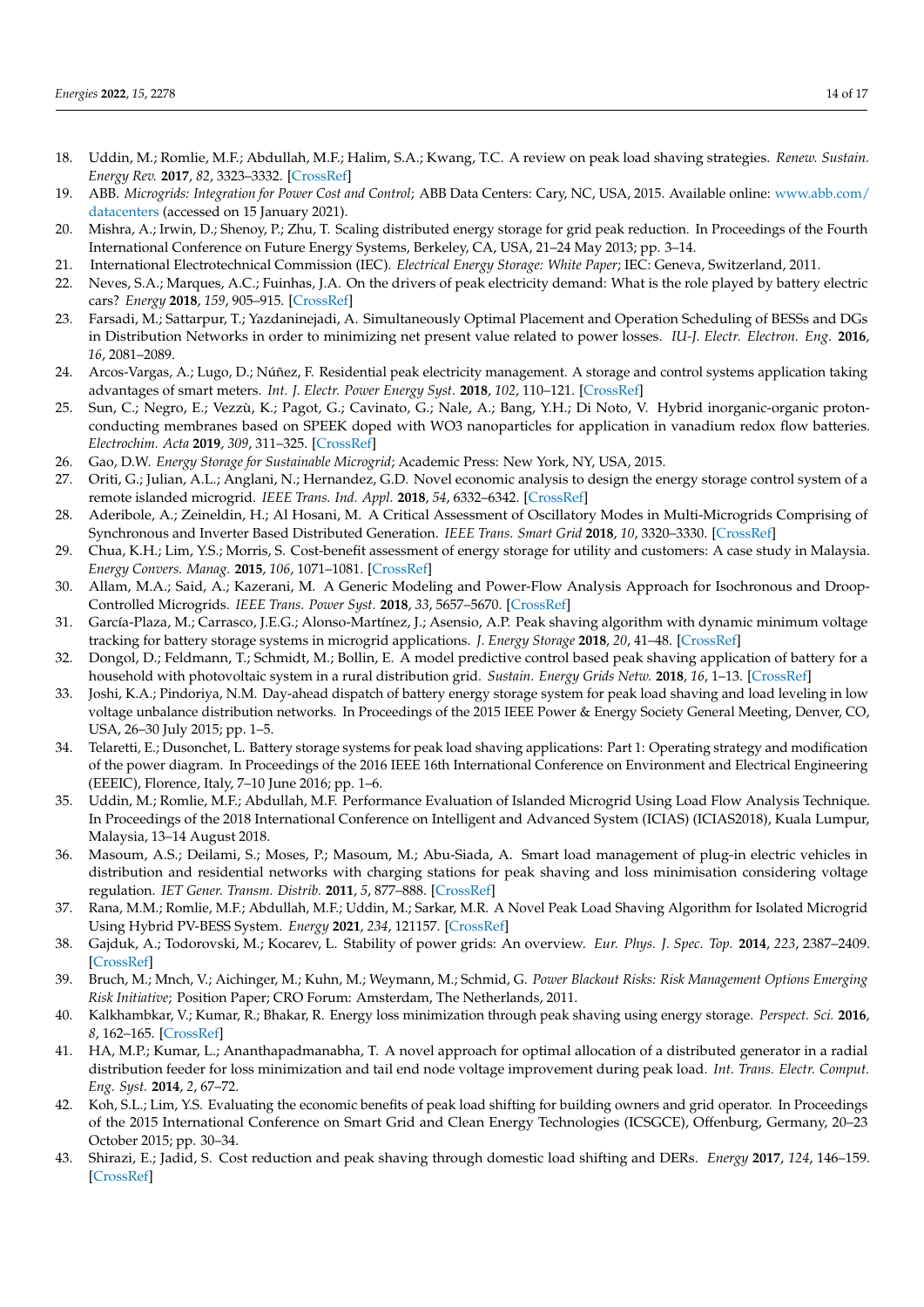18. Uddin, M.; Romlie, M.F.; Abdullah, M.F.; Halim, S.A.; Kwang, T.C. A review on peak load shaving strategies. *Renew. Sustain. Energy Rev.* **2017**, *82*, 3323–3332. [CrossRef]
19. ABB. *Microgrids: Integration for Power Cost and Control*; ABB Data Centers: Cary, NC, USA, 2015. Available online: www.abb.com/datacenters (accessed on 15 January 2021).
20. Mishra, A.; Irwin, D.; Shenoy, P.; Zhu, T. Scaling distributed energy storage for grid peak reduction. In Proceedings of the Fourth International Conference on Future Energy Systems, Berkeley, CA, USA, 21–24 May 2013; pp. 3–14.
21. International Electrotechnical Commission (IEC). *Electrical Energy Storage: White Paper*; IEC: Geneva, Switzerland, 2011.
22. Neves, S.A.; Marques, A.C.; Fuinhas, J.A. On the drivers of peak electricity demand: What is the role played by battery electric cars? *Energy* **2018**, *159*, 905–915. [CrossRef]
23. Farsadi, M.; Sattarpur, T.; Yazdaninejadi, A. Simultaneously Optimal Placement and Operation Scheduling of BESSs and DGs in Distribution Networks in order to minimizing net present value related to power losses. *IU-J. Electr. Electron. Eng.* **2016**, *16*, 2081–2089.
24. Arcos-Vargas, A.; Lugo, D.; Núñez, F. Residential peak electricity management. A storage and control systems application taking advantages of smart meters. *Int. J. Electr. Power Energy Syst.* **2018**, *102*, 110–121. [CrossRef]
25. Sun, C.; Negro, E.; Vezzù, K.; Pagot, G.; Cavinato, G.; Nale, A.; Bang, Y.H.; Di Noto, V. Hybrid inorganic-organic proton-conducting membranes based on SPEEK doped with WO3 nanoparticles for application in vanadium redox flow batteries. *Electrochim. Acta* **2019**, *309*, 311–325. [CrossRef]
26. Gao, D.W. *Energy Storage for Sustainable Microgrid*; Academic Press: New York, NY, USA, 2015.
27. Oriti, G.; Julian, A.L.; Anglani, N.; Hernandez, G.D. Novel economic analysis to design the energy storage control system of a remote islanded microgrid. *IEEE Trans. Ind. Appl.* **2018**, *54*, 6332–6342. [CrossRef]
28. Aderibole, A.; Zeineldin, H.; Al Hosani, M. A Critical Assessment of Oscillatory Modes in Multi-Microgrids Comprising of Synchronous and Inverter Based Distributed Generation. *IEEE Trans. Smart Grid* **2018**, *10*, 3320–3330. [CrossRef]
29. Chua, K.H.; Lim, Y.S.; Morris, S. Cost-benefit assessment of energy storage for utility and customers: A case study in Malaysia. *Energy Convers. Manag.* **2015**, *106*, 1071–1081. [CrossRef]
30. Allam, M.A.; Said, A.; Kazerani, M. A Generic Modeling and Power-Flow Analysis Approach for Isochronous and Droop-Controlled Microgrids. *IEEE Trans. Power Syst.* **2018**, *33*, 5657–5670. [CrossRef]
31. García-Plaza, M.; Carrasco, J.E.G.; Alonso-Martínez, J.; Asensio, A.P. Peak shaving algorithm with dynamic minimum voltage tracking for battery storage systems in microgrid applications. *J. Energy Storage* **2018**, *20*, 41–48. [CrossRef]
32. Dongol, D.; Feldmann, T.; Schmidt, M.; Bollin, E. A model predictive control based peak shaving application of battery for a household with photovoltaic system in a rural distribution grid. *Sustain. Energy Grids Netw.* **2018**, *16*, 1–13. [CrossRef]
33. Joshi, K.A.; Pindoriya, N.M. Day-ahead dispatch of battery energy storage system for peak load shaving and load leveling in low voltage unbalance distribution networks. In Proceedings of the 2015 IEEE Power & Energy Society General Meeting, Denver, CO, USA, 26–30 July 2015; pp. 1–5.
34. Telaretti, E.; Dusonchet, L. Battery storage systems for peak load shaving applications: Part 1: Operating strategy and modification of the power diagram. In Proceedings of the 2016 IEEE 16th International Conference on Environment and Electrical Engineering (EEEIC), Florence, Italy, 7–10 June 2016; pp. 1–6.
35. Uddin, M.; Romlie, M.F.; Abdullah, M.F. Performance Evaluation of Islanded Microgrid Using Load Flow Analysis Technique. In Proceedings of the 2018 International Conference on Intelligent and Advanced System (ICIAS) (ICIAS2018), Kuala Lumpur, Malaysia, 13–14 August 2018.
36. Masoum, A.S.; Deilami, S.; Moses, P.; Masoum, M.; Abu-Siada, A. Smart load management of plug-in electric vehicles in distribution and residential networks with charging stations for peak shaving and loss minimisation considering voltage regulation. *IET Gener. Transm. Distrib.* **2011**, *5*, 877–888. [CrossRef]
37. Rana, M.M.; Romlie, M.F.; Abdullah, M.F.; Uddin, M.; Sarkar, M.R. A Novel Peak Load Shaving Algorithm for Isolated Microgrid Using Hybrid PV-BESS System. *Energy* **2021**, *234*, 121157. [CrossRef]
38. Gajduk, A.; Todorovski, M.; Kocarev, L. Stability of power grids: An overview. *Eur. Phys. J. Spec. Top.* **2014**, *223*, 2387–2409. [CrossRef]
39. Bruch, M.; Mnch, V.; Aichinger, M.; Kuhn, M.; Weymann, M.; Schmid, G. *Power Blackout Risks: Risk Management Options Emerging Risk Initiative*; Position Paper; CRO Forum: Amsterdam, The Netherlands, 2011.
40. Kalkhambkar, V.; Kumar, R.; Bhakar, R. Energy loss minimization through peak shaving using energy storage. *Perspect. Sci.* **2016**, *8*, 162–165. [CrossRef]
41. HA, M.P.; Kumar, L.; Ananthapadmanabha, T. A novel approach for optimal allocation of a distributed generator in a radial distribution feeder for loss minimization and tail end node voltage improvement during peak load. *Int. Trans. Electr. Comput. Eng. Syst.* **2014**, *2*, 67–72.
42. Koh, S.L.; Lim, Y.S. Evaluating the economic benefits of peak load shifting for building owners and grid operator. In Proceedings of the 2015 International Conference on Smart Grid and Clean Energy Technologies (ICSGCE), Offenburg, Germany, 20–23 October 2015; pp. 30–34.
43. Shirazi, E.; Jadid, S. Cost reduction and peak shaving through domestic load shifting and DERs. *Energy* **2017**, *124*, 146–159. [CrossRef]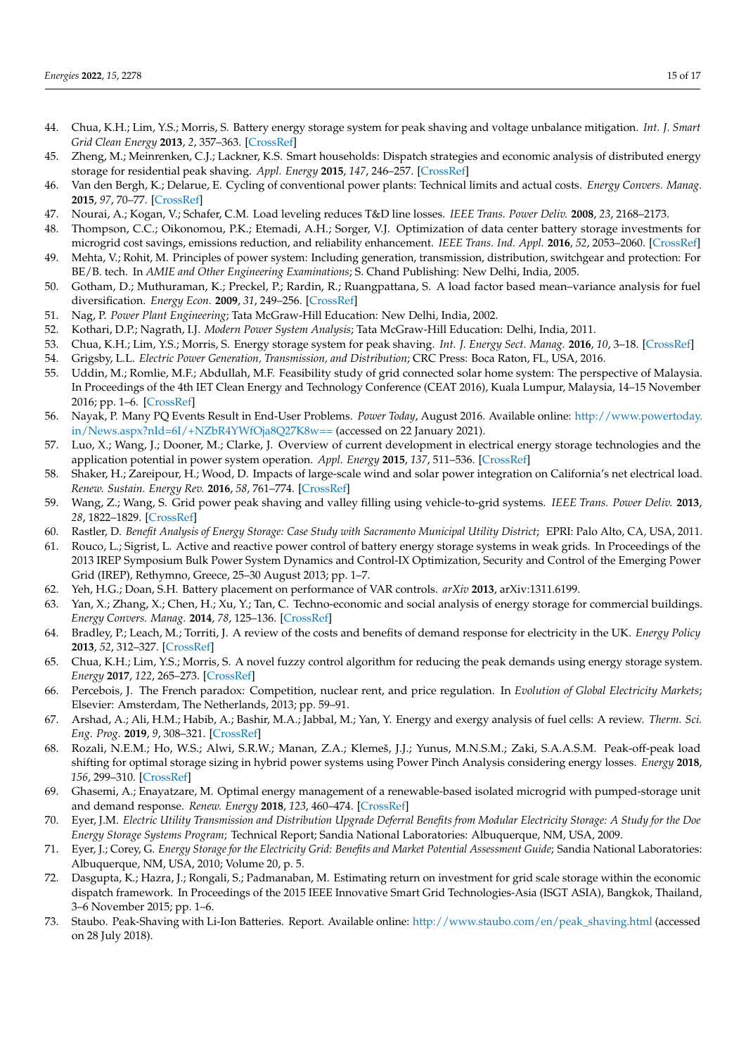44. Chua, K.H.; Lim, Y.S.; Morris, S. Battery energy storage system for peak shaving and voltage unbalance mitigation. *Int. J. Smart Grid Clean Energy* **2013**, *2*, 357–363. [CrossRef]
45. Zheng, M.; Meinrenken, C.J.; Lackner, K.S. Smart households: Dispatch strategies and economic analysis of distributed energy storage for residential peak shaving. *Appl. Energy* **2015**, *147*, 246–257. [CrossRef]
46. Van den Bergh, K.; Delarue, E. Cycling of conventional power plants: Technical limits and actual costs. *Energy Convers. Manag.* **2015**, *97*, 70–77. [CrossRef]
47. Nourai, A.; Kogan, V.; Schafer, C.M. Load leveling reduces T&D line losses. *IEEE Trans. Power Deliv.* **2008**, *23*, 2168–2173.
48. Thompson, C.C.; Oikonomou, P.K.; Etemadi, A.H.; Sorger, V.J. Optimization of data center battery storage investments for microgrid cost savings, emissions reduction, and reliability enhancement. *IEEE Trans. Ind. Appl.* **2016**, *52*, 2053–2060. [CrossRef]
49. Mehta, V.; Rohit, M. Principles of power system: Including generation, transmission, distribution, switchgear and protection: For BE/B. tech. In *AMIE and Other Engineering Examinations*; S. Chand Publishing: New Delhi, India, 2005.
50. Gotham, D.; Muthuraman, K.; Preckel, P.; Rardin, R.; Ruangpattana, S. A load factor based mean–variance analysis for fuel diversification. *Energy Econ.* **2009**, *31*, 249–256. [CrossRef]
51. Nag, P. *Power Plant Engineering*; Tata McGraw-Hill Education: New Delhi, India, 2002.
52. Kothari, D.P.; Nagrath, I.J. *Modern Power System Analysis*; Tata McGraw-Hill Education: Delhi, India, 2011.
53. Chua, K.H.; Lim, Y.S.; Morris, S. Energy storage system for peak shaving. *Int. J. Energy Sect. Manag.* **2016**, *10*, 3–18. [CrossRef]
54. Grigsby, L.L. *Electric Power Generation, Transmission, and Distribution*; CRC Press: Boca Raton, FL, USA, 2016.
55. Uddin, M.; Romlie, M.F.; Abdullah, M.F. Feasibility study of grid connected solar home system: The perspective of Malaysia. In Proceedings of the 4th IET Clean Energy and Technology Conference (CEAT 2016), Kuala Lumpur, Malaysia, 14–15 November 2016; pp. 1–6. [CrossRef]
56. Nayak, P. Many PQ Events Result in End-User Problems. *Power Today*, August 2016. Available online: http://www.powertoday.in/News.aspx?nId=6I/+NZbR4YWfOja8Q27K8w== (accessed on 22 January 2021).
57. Luo, X.; Wang, J.; Dooner, M.; Clarke, J. Overview of current development in electrical energy storage technologies and the application potential in power system operation. *Appl. Energy* **2015**, *137*, 511–536. [CrossRef]
58. Shaker, H.; Zareipour, H.; Wood, D. Impacts of large-scale wind and solar power integration on California's net electrical load. *Renew. Sustain. Energy Rev.* **2016**, *58*, 761–774. [CrossRef]
59. Wang, Z.; Wang, S. Grid power peak shaving and valley filling using vehicle-to-grid systems. *IEEE Trans. Power Deliv.* **2013**, *28*, 1822–1829. [CrossRef]
60. Rastler, D. *Benefit Analysis of Energy Storage: Case Study with Sacramento Municipal Utility District*; EPRI: Palo Alto, CA, USA, 2011.
61. Rouco, L.; Sigrist, L. Active and reactive power control of battery energy storage systems in weak grids. In Proceedings of the 2013 IREP Symposium Bulk Power System Dynamics and Control-IX Optimization, Security and Control of the Emerging Power Grid (IREP), Rethymno, Greece, 25–30 August 2013; pp. 1–7.
62. Yeh, H.G.; Doan, S.H. Battery placement on performance of VAR controls. *arXiv* **2013**, arXiv:1311.6199.
63. Yan, X.; Zhang, X.; Chen, H.; Xu, Y.; Tan, C. Techno-economic and social analysis of energy storage for commercial buildings. *Energy Convers. Manag.* **2014**, *78*, 125–136. [CrossRef]
64. Bradley, P.; Leach, M.; Torriti, J. A review of the costs and benefits of demand response for electricity in the UK. *Energy Policy* **2013**, *52*, 312–327. [CrossRef]
65. Chua, K.H.; Lim, Y.S.; Morris, S. A novel fuzzy control algorithm for reducing the peak demands using energy storage system. *Energy* **2017**, *122*, 265–273. [CrossRef]
66. Percebois, J. The French paradox: Competition, nuclear rent, and price regulation. In *Evolution of Global Electricity Markets*; Elsevier: Amsterdam, The Netherlands, 2013; pp. 59–91.
67. Arshad, A.; Ali, H.M.; Habib, A.; Bashir, M.A.; Jabbal, M.; Yan, Y. Energy and exergy analysis of fuel cells: A review. *Therm. Sci. Eng. Prog.* **2019**, *9*, 308–321. [CrossRef]
68. Rozali, N.E.M.; Ho, W.S.; Alwi, S.R.W.; Manan, Z.A.; Klemeš, J.J.; Yunus, M.N.S.M.; Zaki, S.A.A.S.M. Peak-off-peak load shifting for optimal storage sizing in hybrid power systems using Power Pinch Analysis considering energy losses. *Energy* **2018**, *156*, 299–310. [CrossRef]
69. Ghasemi, A.; Enayatzare, M. Optimal energy management of a renewable-based isolated microgrid with pumped-storage unit and demand response. *Renew. Energy* **2018**, *123*, 460–474. [CrossRef]
70. Eyer, J.M. *Electric Utility Transmission and Distribution Upgrade Deferral Benefits from Modular Electricity Storage: A Study for the Doe Energy Storage Systems Program*; Technical Report; Sandia National Laboratories: Albuquerque, NM, USA, 2009.
71. Eyer, J.; Corey, G. *Energy Storage for the Electricity Grid: Benefits and Market Potential Assessment Guide*; Sandia National Laboratories: Albuquerque, NM, USA, 2010; Volume 20, p. 5.
72. Dasgupta, K.; Hazra, J.; Rongali, S.; Padmanaban, M. Estimating return on investment for grid scale storage within the economic dispatch framework. In Proceedings of the 2015 IEEE Innovative Smart Grid Technologies-Asia (ISGT ASIA), Bangkok, Thailand, 3–6 November 2015; pp. 1–6.
73. Staubo. Peak-Shaving with Li-Ion Batteries. Report. Available online: http://www.staubo.com/en/peak_shaving.html (accessed on 28 July 2018).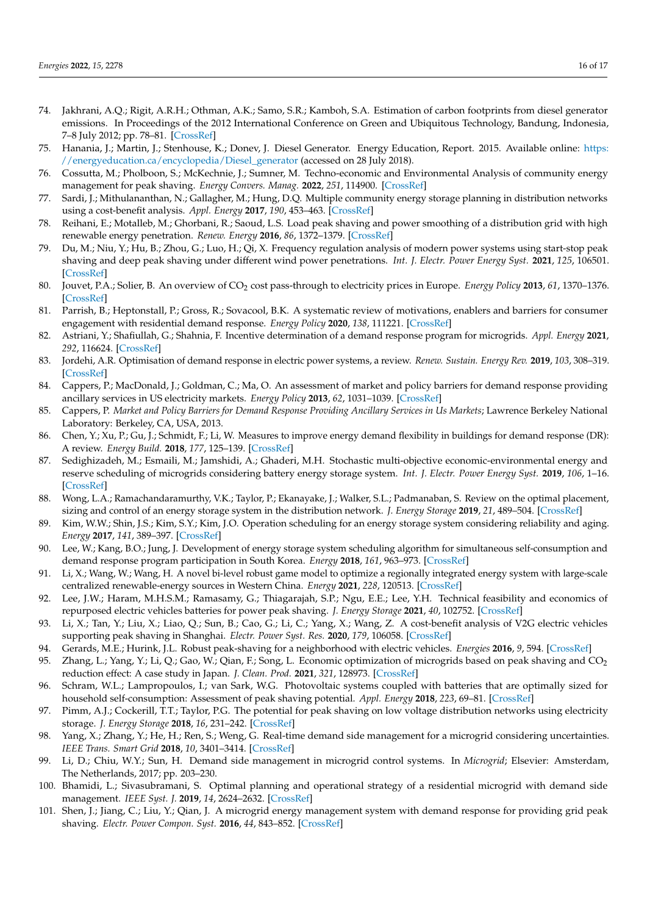74. Jakhrani, A.Q.; Rigit, A.R.H.; Othman, A.K.; Samo, S.R.; Kamboh, S.A. Estimation of carbon footprints from diesel generator emissions. In Proceedings of the 2012 International Conference on Green and Ubiquitous Technology, Bandung, Indonesia, 7–8 July 2012; pp. 78–81. [CrossRef]
75. Hanania, J.; Martin, J.; Stenhouse, K.; Donev, J. Diesel Generator. Energy Education, Report. 2015. Available online: https://energyeducation.ca/encyclopedia/Diesel_generator (accessed on 28 July 2018).
76. Cossutta, M.; Pholboon, S.; McKechnie, J.; Sumner, M. Techno-economic and Environmental Analysis of community energy management for peak shaving. *Energy Convers. Manag.* **2022**, *251*, 114900. [CrossRef]
77. Sardi, J.; Mithulananthan, N.; Gallagher, M.; Hung, D.Q. Multiple community energy storage planning in distribution networks using a cost-benefit analysis. *Appl. Energy* **2017**, *190*, 453–463. [CrossRef]
78. Reihani, E.; Motalleb, M.; Ghorbani, R.; Saoud, L.S. Load peak shaving and power smoothing of a distribution grid with high renewable energy penetration. *Renew. Energy* **2016**, *86*, 1372–1379. [CrossRef]
79. Du, M.; Niu, Y.; Hu, B.; Zhou, G.; Luo, H.; Qi, X. Frequency regulation analysis of modern power systems using start-stop peak shaving and deep peak shaving under different wind power penetrations. *Int. J. Electr. Power Energy Syst.* **2021**, *125*, 106501. [CrossRef]
80. Jouvet, P.A.; Solier, B. An overview of $CO_2$ cost pass-through to electricity prices in Europe. *Energy Policy* **2013**, *61*, 1370–1376. [CrossRef]
81. Parrish, B.; Heptonstall, P.; Gross, R.; Sovacool, B.K. A systematic review of motivations, enablers and barriers for consumer engagement with residential demand response. *Energy Policy* **2020**, *138*, 111221. [CrossRef]
82. Astriani, Y.; Shafiullah, G.; Shahnia, F. Incentive determination of a demand response program for microgrids. *Appl. Energy* **2021**, *292*, 116624. [CrossRef]
83. Jordehi, A.R. Optimisation of demand response in electric power systems, a review. *Renew. Sustain. Energy Rev.* **2019**, *103*, 308–319. [CrossRef]
84. Cappers, P.; MacDonald, J.; Goldman, C.; Ma, O. An assessment of market and policy barriers for demand response providing ancillary services in US electricity markets. *Energy Policy* **2013**, *62*, 1031–1039. [CrossRef]
85. Cappers, P. *Market and Policy Barriers for Demand Response Providing Ancillary Services in Us Markets*; Lawrence Berkeley National Laboratory: Berkeley, CA, USA, 2013.
86. Chen, Y.; Xu, P.; Gu, J.; Schmidt, F.; Li, W. Measures to improve energy demand flexibility in buildings for demand response (DR): A review. *Energy Build.* **2018**, *177*, 125–139. [CrossRef]
87. Sedighizadeh, M.; Esmaili, M.; Jamshidi, A.; Ghaderi, M.H. Stochastic multi-objective economic-environmental energy and reserve scheduling of microgrids considering battery energy storage system. *Int. J. Electr. Power Energy Syst.* **2019**, *106*, 1–16. [CrossRef]
88. Wong, L.A.; Ramachandaramurthy, V.K.; Taylor, P.; Ekanayake, J.; Walker, S.L.; Padmanaban, S. Review on the optimal placement, sizing and control of an energy storage system in the distribution network. *J. Energy Storage* **2019**, *21*, 489–504. [CrossRef]
89. Kim, W.W.; Shin, J.S.; Kim, S.Y.; Kim, J.O. Operation scheduling for an energy storage system considering reliability and aging. *Energy* **2017**, *141*, 389–397. [CrossRef]
90. Lee, W.; Kang, B.O.; Jung, J. Development of energy storage system scheduling algorithm for simultaneous self-consumption and demand response program participation in South Korea. *Energy* **2018**, *161*, 963–973. [CrossRef]
91. Li, X.; Wang, W.; Wang, H. A novel bi-level robust game model to optimize a regionally integrated energy system with large-scale centralized renewable-energy sources in Western China. *Energy* **2021**, *228*, 120513. [CrossRef]
92. Lee, J.W.; Haram, M.H.S.M.; Ramasamy, G.; Thiagarajah, S.P.; Ngu, E.E.; Lee, Y.H. Technical feasibility and economics of repurposed electric vehicles batteries for power peak shaving. *J. Energy Storage* **2021**, *40*, 102752. [CrossRef]
93. Li, X.; Tan, Y.; Liu, X.; Liao, Q.; Sun, B.; Cao, G.; Li, C.; Yang, X.; Wang, Z. A cost-benefit analysis of V2G electric vehicles supporting peak shaving in Shanghai. *Electr. Power Syst. Res.* **2020**, *179*, 106058. [CrossRef]
94. Gerards, M.E.; Hurink, J.L. Robust peak-shaving for a neighborhood with electric vehicles. *Energies* **2016**, *9*, 594. [CrossRef]
95. Zhang, L.; Yang, Y.; Li, Q.; Gao, W.; Qian, F.; Song, L. Economic optimization of microgrids based on peak shaving and $CO_2$ reduction effect: A case study in Japan. *J. Clean. Prod.* **2021**, *321*, 128973. [CrossRef]
96. Schram, W.L.; Lampropoulos, I.; van Sark, W.G. Photovoltaic systems coupled with batteries that are optimally sized for household self-consumption: Assessment of peak shaving potential. *Appl. Energy* **2018**, *223*, 69–81. [CrossRef]
97. Pimm, A.J.; Cockerill, T.T.; Taylor, P.G. The potential for peak shaving on low voltage distribution networks using electricity storage. *J. Energy Storage* **2018**, *16*, 231–242. [CrossRef]
98. Yang, X.; Zhang, Y.; He, H.; Ren, S.; Weng, G. Real-time demand side management for a microgrid considering uncertainties. *IEEE Trans. Smart Grid* **2018**, *10*, 3401–3414. [CrossRef]
99. Li, D.; Chiu, W.Y.; Sun, H. Demand side management in microgrid control systems. In *Microgrid*; Elsevier: Amsterdam, The Netherlands, 2017; pp. 203–230.
100. Bhamidi, L.; Sivasubramani, S. Optimal planning and operational strategy of a residential microgrid with demand side management. *IEEE Syst. J.* **2019**, *14*, 2624–2632. [CrossRef]
101. Shen, J.; Jiang, C.; Liu, Y.; Qian, J. A microgrid energy management system with demand response for providing grid peak shaving. *Electr. Power Compon. Syst.* **2016**, *44*, 843–852. [CrossRef]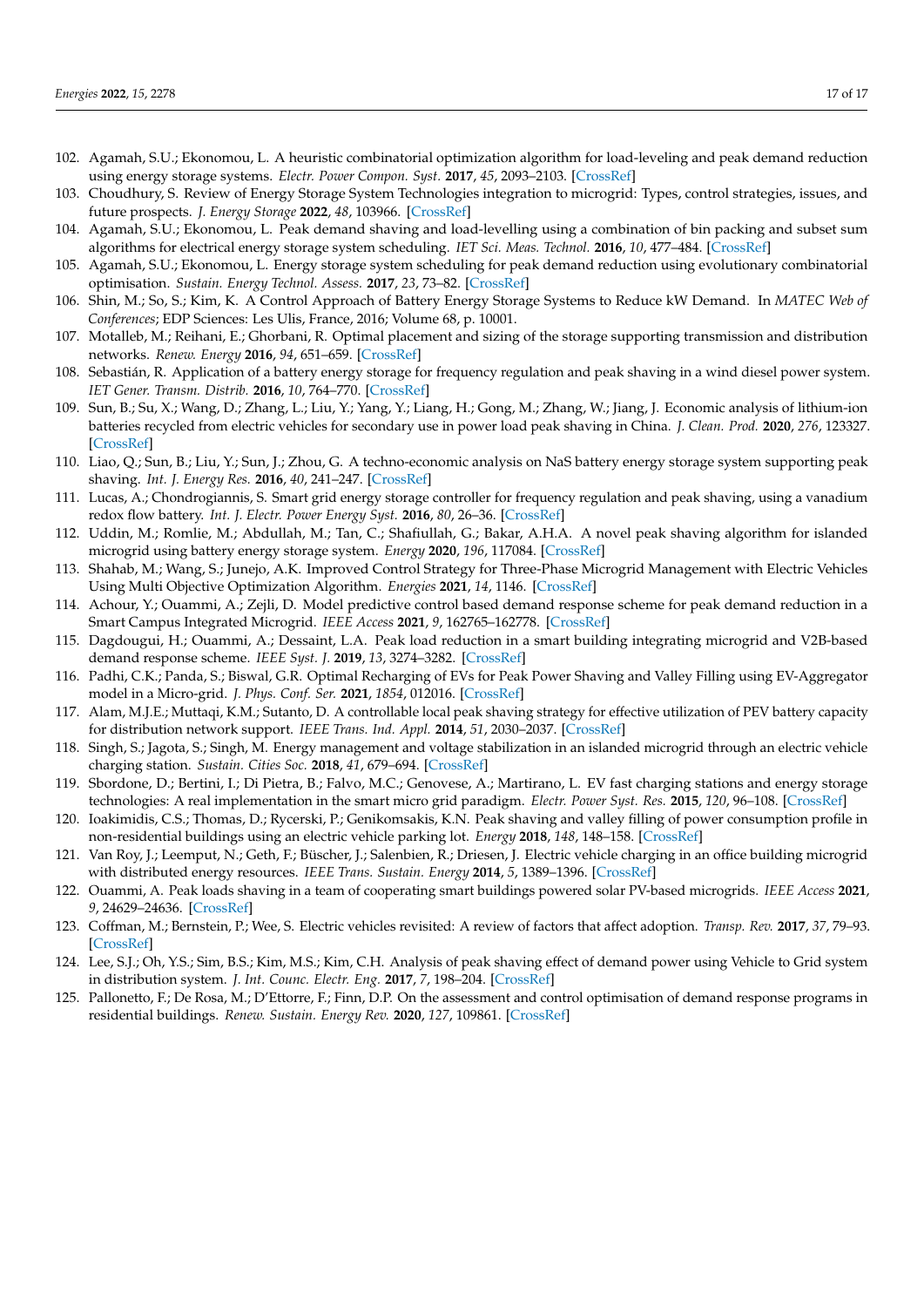102. Agamah, S.U.; Ekonomou, L. A heuristic combinatorial optimization algorithm for load-leveling and peak demand reduction using energy storage systems. *Electr. Power Compon. Syst.* **2017**, *45*, 2093–2103. [CrossRef]
103. Choudhury, S. Review of Energy Storage System Technologies integration to microgrid: Types, control strategies, issues, and future prospects. *J. Energy Storage* **2022**, *48*, 103966. [CrossRef]
104. Agamah, S.U.; Ekonomou, L. Peak demand shaving and load-levelling using a combination of bin packing and subset sum algorithms for electrical energy storage system scheduling. *IET Sci. Meas. Technol.* **2016**, *10*, 477–484. [CrossRef]
105. Agamah, S.U.; Ekonomou, L. Energy storage system scheduling for peak demand reduction using evolutionary combinatorial optimisation. *Sustain. Energy Technol. Assess.* **2017**, *23*, 73–82. [CrossRef]
106. Shin, M.; So, S.; Kim, K. A Control Approach of Battery Energy Storage Systems to Reduce kW Demand. In *MATEC Web of Conferences*; EDP Sciences: Les Ulis, France, 2016; Volume 68, p. 10001.
107. Motalleb, M.; Reihani, E.; Ghorbani, R. Optimal placement and sizing of the storage supporting transmission and distribution networks. *Renew. Energy* **2016**, *94*, 651–659. [CrossRef]
108. Sebastián, R. Application of a battery energy storage for frequency regulation and peak shaving in a wind diesel power system. *IET Gener. Transm. Distrib.* **2016**, *10*, 764–770. [CrossRef]
109. Sun, B.; Su, X.; Wang, D.; Zhang, L.; Liu, Y.; Yang, Y.; Liang, H.; Gong, M.; Zhang, W.; Jiang, J. Economic analysis of lithium-ion batteries recycled from electric vehicles for secondary use in power load peak shaving in China. *J. Clean. Prod.* **2020**, *276*, 123327. [CrossRef]
110. Liao, Q.; Sun, B.; Liu, Y.; Sun, J.; Zhou, G. A techno-economic analysis on NaS battery energy storage system supporting peak shaving. *Int. J. Energy Res.* **2016**, *40*, 241–247. [CrossRef]
111. Lucas, A.; Chondrogiannis, S. Smart grid energy storage controller for frequency regulation and peak shaving, using a vanadium redox flow battery. *Int. J. Electr. Power Energy Syst.* **2016**, *80*, 26–36. [CrossRef]
112. Uddin, M.; Romlie, M.; Abdullah, M.; Tan, C.; Shafiullah, G.; Bakar, A.H.A. A novel peak shaving algorithm for islanded microgrid using battery energy storage system. *Energy* **2020**, *196*, 117084. [CrossRef]
113. Shahab, M.; Wang, S.; Junejo, A.K. Improved Control Strategy for Three-Phase Microgrid Management with Electric Vehicles Using Multi Objective Optimization Algorithm. *Energies* **2021**, *14*, 1146. [CrossRef]
114. Achour, Y.; Ouammi, A.; Zejli, D. Model predictive control based demand response scheme for peak demand reduction in a Smart Campus Integrated Microgrid. *IEEE Access* **2021**, *9*, 162765–162778. [CrossRef]
115. Dagdougui, H.; Ouammi, A.; Dessaint, L.A. Peak load reduction in a smart building integrating microgrid and V2B-based demand response scheme. *IEEE Syst. J.* **2019**, *13*, 3274–3282. [CrossRef]
116. Padhi, C.K.; Panda, S.; Biswal, G.R. Optimal Recharging of EVs for Peak Power Shaving and Valley Filling using EV-Aggregator model in a Micro-grid. *J. Phys. Conf. Ser.* **2021**, *1854*, 012016. [CrossRef]
117. Alam, M.J.E.; Muttaqi, K.M.; Sutanto, D. A controllable local peak shaving strategy for effective utilization of PEV battery capacity for distribution network support. *IEEE Trans. Ind. Appl.* **2014**, *51*, 2030–2037. [CrossRef]
118. Singh, S.; Jagota, S.; Singh, M. Energy management and voltage stabilization in an islanded microgrid through an electric vehicle charging station. *Sustain. Cities Soc.* **2018**, *41*, 679–694. [CrossRef]
119. Sbordone, D.; Bertini, I.; Di Pietra, B.; Falvo, M.C.; Genovese, A.; Martirano, L. EV fast charging stations and energy storage technologies: A real implementation in the smart micro grid paradigm. *Electr. Power Syst. Res.* **2015**, *120*, 96–108. [CrossRef]
120. Ioakimidis, C.S.; Thomas, D.; Rycerski, P.; Genikomsakis, K.N. Peak shaving and valley filling of power consumption profile in non-residential buildings using an electric vehicle parking lot. *Energy* **2018**, *148*, 148–158. [CrossRef]
121. Van Roy, J.; Leemput, N.; Geth, F.; Büscher, J.; Salenbien, R.; Driesen, J. Electric vehicle charging in an office building microgrid with distributed energy resources. *IEEE Trans. Sustain. Energy* **2014**, *5*, 1389–1396. [CrossRef]
122. Ouammi, A. Peak loads shaving in a team of cooperating smart buildings powered solar PV-based microgrids. *IEEE Access* **2021**, *9*, 24629–24636. [CrossRef]
123. Coffman, M.; Bernstein, P.; Wee, S. Electric vehicles revisited: A review of factors that affect adoption. *Transp. Rev.* **2017**, *37*, 79–93. [CrossRef]
124. Lee, S.J.; Oh, Y.S.; Sim, B.S.; Kim, M.S.; Kim, C.H. Analysis of peak shaving effect of demand power using Vehicle to Grid system in distribution system. *J. Int. Counc. Electr. Eng.* **2017**, *7*, 198–204. [CrossRef]
125. Pallonetto, F.; De Rosa, M.; D'Ettorre, F.; Finn, D.P. On the assessment and control optimisation of demand response programs in residential buildings. *Renew. Sustain. Energy Rev.* **2020**, *127*, 109861. [CrossRef]